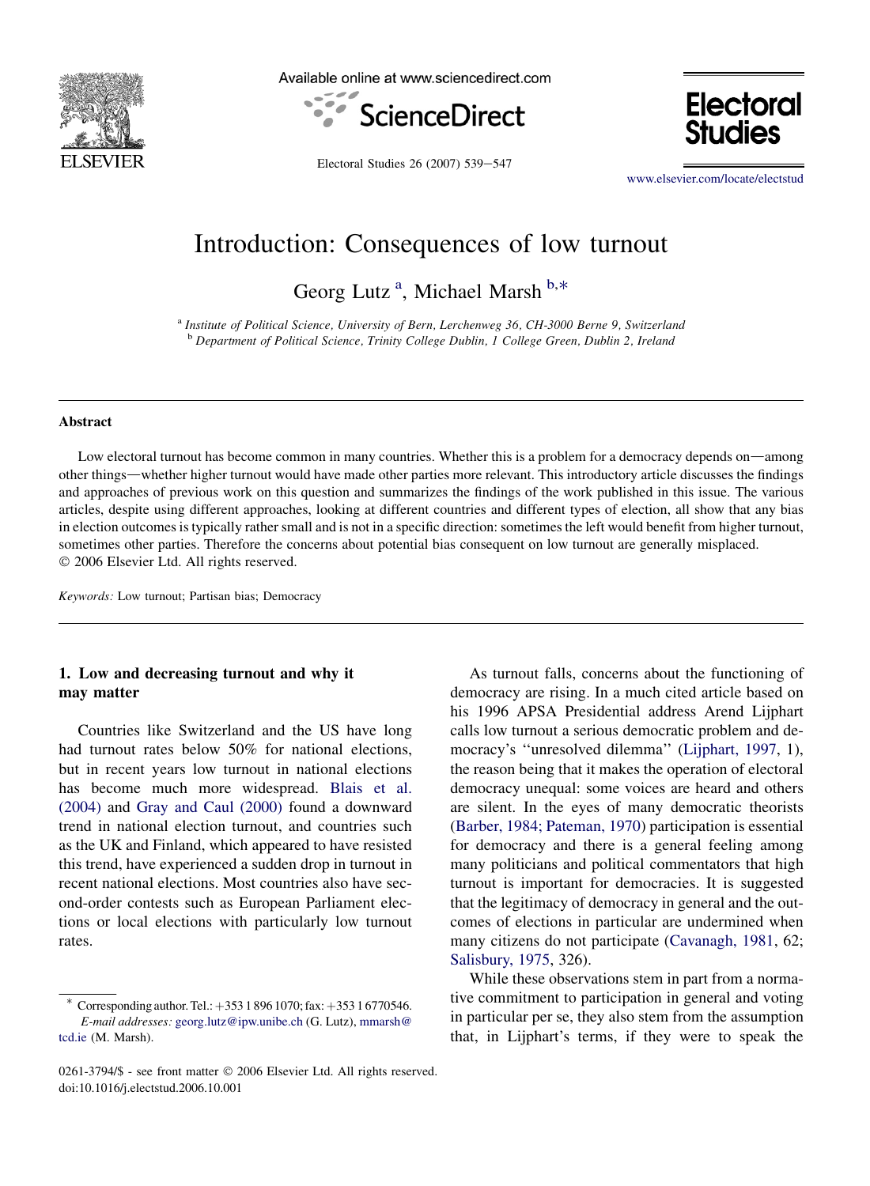# Introduction: Consequences of low turnout

Georg Lutz [a], Michael Marsh [b,*]

[a] *Institute of Political Science, University of Bern, Lerchenweg 36, CH-3000 Berne 9, Switzerland*
[b] *Department of Political Science, Trinity College Dublin, 1 College Green, Dublin 2, Ireland*

## Abstract

Low electoral turnout has become common in many countries. Whether this is a problem for a democracy depends on—among other things—whether higher turnout would have made other parties more relevant. This introductory article discusses the findings and approaches of previous work on this question and summarizes the findings of the work published in this issue. The various articles, despite using different approaches, looking at different countries and different types of election, all show that any bias in election outcomes is typically rather small and is not in a specific direction: sometimes the left would benefit from higher turnout, sometimes other parties. Therefore the concerns about potential bias consequent on low turnout are generally misplaced.
© 2006 Elsevier Ltd. All rights reserved.

*Keywords:* Low turnout; Partisan bias; Democracy

## 1. Low and decreasing turnout and why it may matter

Countries like Switzerland and the US have long had turnout rates below 50% for national elections, but in recent years low turnout in national elections has become much more widespread. Blais et al. (2004) and Gray and Caul (2000) found a downward trend in national election turnout, and countries such as the UK and Finland, which appeared to have resisted this trend, have experienced a sudden drop in turnout in recent national elections. Most countries also have second-order contests such as European Parliament elections or local elections with particularly low turnout rates.

As turnout falls, concerns about the functioning of democracy are rising. In a much cited article based on his 1996 APSA Presidential address Arend Lijphart calls low turnout a serious democratic problem and democracy's ''unresolved dilemma'' (Lijphart, 1997, 1), the reason being that it makes the operation of electoral democracy unequal: some voices are heard and others are silent. In the eyes of many democratic theorists (Barber, 1984; Pateman, 1970) participation is essential for democracy and there is a general feeling among many politicians and political commentators that high turnout is important for democracies. It is suggested that the legitimacy of democracy in general and the outcomes of elections in particular are undermined when many citizens do not participate (Cavanagh, 1981, 62; Salisbury, 1975, 326).

While these observations stem in part from a normative commitment to participation in general and voting in particular per se, they also stem from the assumption that, in Lijphart's terms, if they were to speak the

\* Corresponding author. Tel.: +353 1 896 1070; fax: +353 1 6770546.
*E-mail addresses:* georg.lutz@ipw.unibe.ch (G. Lutz), mmarsh@tcd.ie (M. Marsh).

0261-3794/$ - see front matter © 2006 Elsevier Ltd. All rights reserved.
doi:10.1016/j.electstud.2006.10.001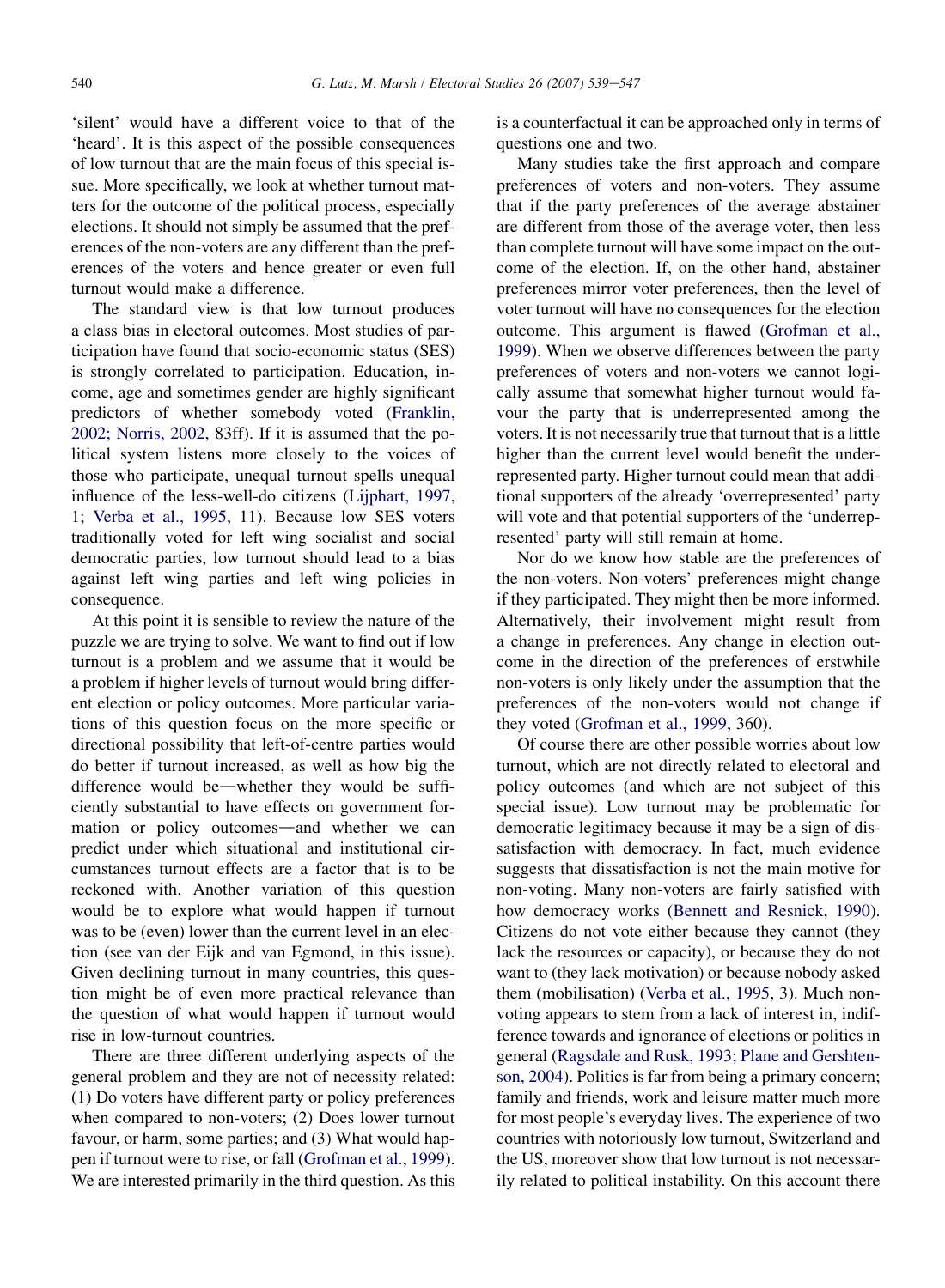'silent' would have a different voice to that of the 'heard'. It is this aspect of the possible consequences of low turnout that are the main focus of this special issue. More specifically, we look at whether turnout matters for the outcome of the political process, especially elections. It should not simply be assumed that the preferences of the non-voters are any different than the preferences of the voters and hence greater or even full turnout would make a difference.

The standard view is that low turnout produces a class bias in electoral outcomes. Most studies of participation have found that socio-economic status (SES) is strongly correlated to participation. Education, income, age and sometimes gender are highly significant predictors of whether somebody voted (Franklin, 2002; Norris, 2002, 83ff). If it is assumed that the political system listens more closely to the voices of those who participate, unequal turnout spells unequal influence of the less-well-do citizens (Lijphart, 1997, 1; Verba et al., 1995, 11). Because low SES voters traditionally voted for left wing socialist and social democratic parties, low turnout should lead to a bias against left wing parties and left wing policies in consequence.

At this point it is sensible to review the nature of the puzzle we are trying to solve. We want to find out if low turnout is a problem and we assume that it would be a problem if higher levels of turnout would bring different election or policy outcomes. More particular variations of this question focus on the more specific or directional possibility that left-of-centre parties would do better if turnout increased, as well as how big the difference would be—whether they would be sufficiently substantial to have effects on government formation or policy outcomes—and whether we can predict under which situational and institutional circumstances turnout effects are a factor that is to be reckoned with. Another variation of this question would be to explore what would happen if turnout was to be (even) lower than the current level in an election (see van der Eijk and van Egmond, in this issue). Given declining turnout in many countries, this question might be of even more practical relevance than the question of what would happen if turnout would rise in low-turnout countries.

There are three different underlying aspects of the general problem and they are not of necessity related: (1) Do voters have different party or policy preferences when compared to non-voters; (2) Does lower turnout favour, or harm, some parties; and (3) What would happen if turnout were to rise, or fall (Grofman et al., 1999). We are interested primarily in the third question. As this is a counterfactual it can be approached only in terms of questions one and two.

Many studies take the first approach and compare preferences of voters and non-voters. They assume that if the party preferences of the average abstainer are different from those of the average voter, then less than complete turnout will have some impact on the outcome of the election. If, on the other hand, abstainer preferences mirror voter preferences, then the level of voter turnout will have no consequences for the election outcome. This argument is flawed (Grofman et al., 1999). When we observe differences between the party preferences of voters and non-voters we cannot logically assume that somewhat higher turnout would favour the party that is underrepresented among the voters. It is not necessarily true that turnout that is a little higher than the current level would benefit the underrepresented party. Higher turnout could mean that additional supporters of the already 'overrepresented' party will vote and that potential supporters of the 'underrepresented' party will still remain at home.

Nor do we know how stable are the preferences of the non-voters. Non-voters' preferences might change if they participated. They might then be more informed. Alternatively, their involvement might result from a change in preferences. Any change in election outcome in the direction of the preferences of erstwhile non-voters is only likely under the assumption that the preferences of the non-voters would not change if they voted (Grofman et al., 1999, 360).

Of course there are other possible worries about low turnout, which are not directly related to electoral and policy outcomes (and which are not subject of this special issue). Low turnout may be problematic for democratic legitimacy because it may be a sign of dissatisfaction with democracy. In fact, much evidence suggests that dissatisfaction is not the main motive for non-voting. Many non-voters are fairly satisfied with how democracy works (Bennett and Resnick, 1990). Citizens do not vote either because they cannot (they lack the resources or capacity), or because they do not want to (they lack motivation) or because nobody asked them (mobilisation) (Verba et al., 1995, 3). Much non-voting appears to stem from a lack of interest in, indifference towards and ignorance of elections or politics in general (Ragsdale and Rusk, 1993; Plane and Gershtenson, 2004). Politics is far from being a primary concern; family and friends, work and leisure matter much more for most people's everyday lives. The experience of two countries with notoriously low turnout, Switzerland and the US, moreover show that low turnout is not necessarily related to political instability. On this account there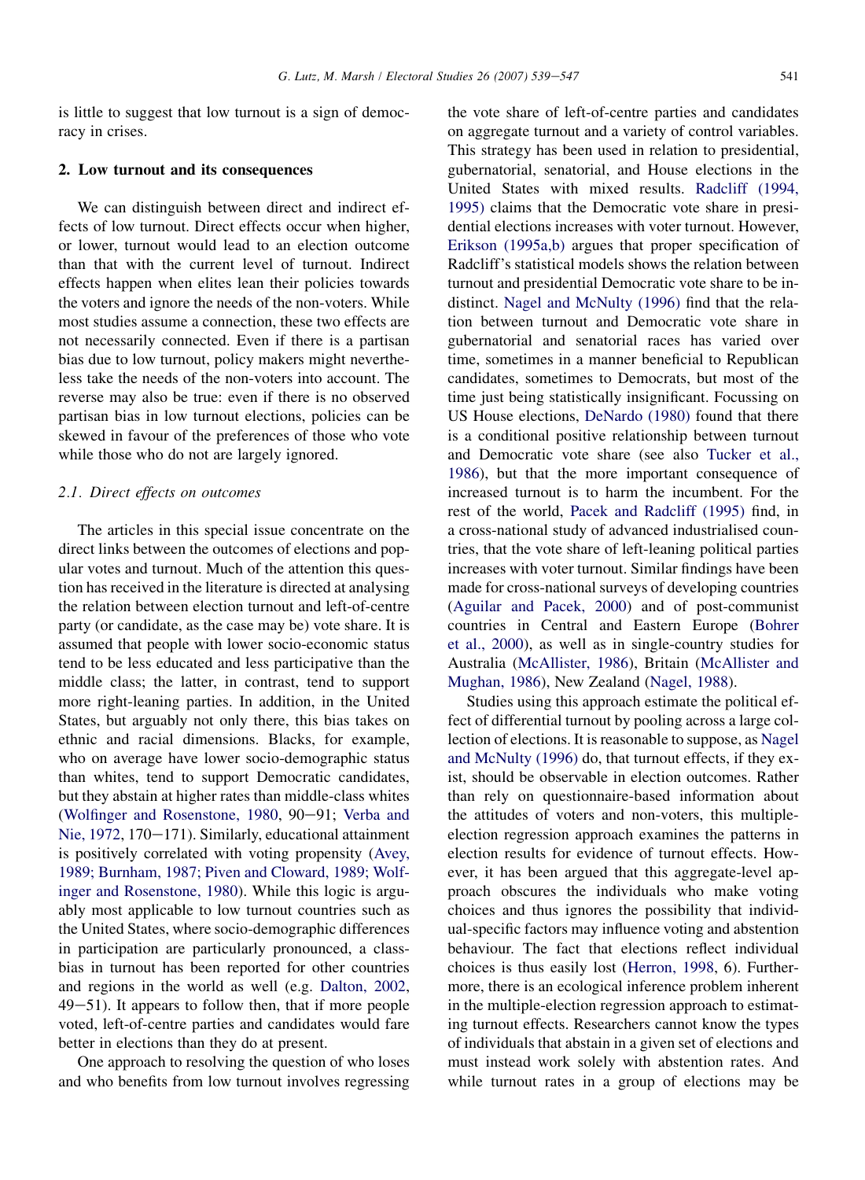is little to suggest that low turnout is a sign of democracy in crises.

## 2. Low turnout and its consequences

We can distinguish between direct and indirect effects of low turnout. Direct effects occur when higher, or lower, turnout would lead to an election outcome than that with the current level of turnout. Indirect effects happen when elites lean their policies towards the voters and ignore the needs of the non-voters. While most studies assume a connection, these two effects are not necessarily connected. Even if there is a partisan bias due to low turnout, policy makers might nevertheless take the needs of the non-voters into account. The reverse may also be true: even if there is no observed partisan bias in low turnout elections, policies can be skewed in favour of the preferences of those who vote while those who do not are largely ignored.

### 2.1. Direct effects on outcomes

The articles in this special issue concentrate on the direct links between the outcomes of elections and popular votes and turnout. Much of the attention this question has received in the literature is directed at analysing the relation between election turnout and left-of-centre party (or candidate, as the case may be) vote share. It is assumed that people with lower socio-economic status tend to be less educated and less participative than the middle class; the latter, in contrast, tend to support more right-leaning parties. In addition, in the United States, but arguably not only there, this bias takes on ethnic and racial dimensions. Blacks, for example, who on average have lower socio-demographic status than whites, tend to support Democratic candidates, but they abstain at higher rates than middle-class whites (Wolfinger and Rosenstone, 1980, 90–91; Verba and Nie, 1972, 170–171). Similarly, educational attainment is positively correlated with voting propensity (Avey, 1989; Burnham, 1987; Piven and Cloward, 1989; Wolfinger and Rosenstone, 1980). While this logic is arguably most applicable to low turnout countries such as the United States, where socio-demographic differences in participation are particularly pronounced, a class-bias in turnout has been reported for other countries and regions in the world as well (e.g. Dalton, 2002, 49–51). It appears to follow then, that if more people voted, left-of-centre parties and candidates would fare better in elections than they do at present.

One approach to resolving the question of who loses and who benefits from low turnout involves regressing the vote share of left-of-centre parties and candidates on aggregate turnout and a variety of control variables. This strategy has been used in relation to presidential, gubernatorial, senatorial, and House elections in the United States with mixed results. Radcliff (1994, 1995) claims that the Democratic vote share in presidential elections increases with voter turnout. However, Erikson (1995a,b) argues that proper specification of Radcliff's statistical models shows the relation between turnout and presidential Democratic vote share to be indistinct. Nagel and McNulty (1996) find that the relation between turnout and Democratic vote share in gubernatorial and senatorial races has varied over time, sometimes in a manner beneficial to Republican candidates, sometimes to Democrats, but most of the time just being statistically insignificant. Focussing on US House elections, DeNardo (1980) found that there is a conditional positive relationship between turnout and Democratic vote share (see also Tucker et al., 1986), but that the more important consequence of increased turnout is to harm the incumbent. For the rest of the world, Pacek and Radcliff (1995) find, in a cross-national study of advanced industrialised countries, that the vote share of left-leaning political parties increases with voter turnout. Similar findings have been made for cross-national surveys of developing countries (Aguilar and Pacek, 2000) and of post-communist countries in Central and Eastern Europe (Bohrer et al., 2000), as well as in single-country studies for Australia (McAllister, 1986), Britain (McAllister and Mughan, 1986), New Zealand (Nagel, 1988).

Studies using this approach estimate the political effect of differential turnout by pooling across a large collection of elections. It is reasonable to suppose, as Nagel and McNulty (1996) do, that turnout effects, if they exist, should be observable in election outcomes. Rather than rely on questionnaire-based information about the attitudes of voters and non-voters, this multiple-election regression approach examines the patterns in election results for evidence of turnout effects. However, it has been argued that this aggregate-level approach obscures the individuals who make voting choices and thus ignores the possibility that individual-specific factors may influence voting and abstention behaviour. The fact that elections reflect individual choices is thus easily lost (Herron, 1998, 6). Furthermore, there is an ecological inference problem inherent in the multiple-election regression approach to estimating turnout effects. Researchers cannot know the types of individuals that abstain in a given set of elections and must instead work solely with abstention rates. And while turnout rates in a group of elections may be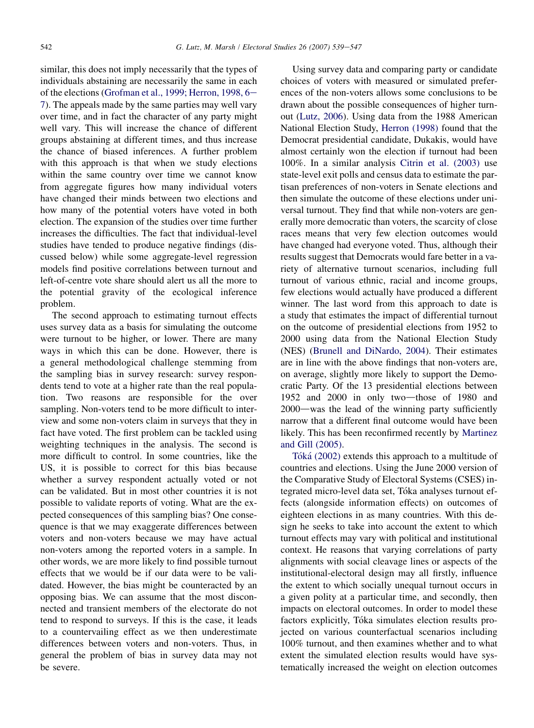similar, this does not imply necessarily that the types of individuals abstaining are necessarily the same in each of the elections (Grofman et al., 1999; Herron, 1998, 6–7). The appeals made by the same parties may well vary over time, and in fact the character of any party might well vary. This will increase the chance of different groups abstaining at different times, and thus increase the chance of biased inferences. A further problem with this approach is that when we study elections within the same country over time we cannot know from aggregate figures how many individual voters have changed their minds between two elections and how many of the potential voters have voted in both election. The expansion of the studies over time further increases the difficulties. The fact that individual-level studies have tended to produce negative findings (discussed below) while some aggregate-level regression models find positive correlations between turnout and left-of-centre vote share should alert us all the more to the potential gravity of the ecological inference problem.

The second approach to estimating turnout effects uses survey data as a basis for simulating the outcome were turnout to be higher, or lower. There are many ways in which this can be done. However, there is a general methodological challenge stemming from the sampling bias in survey research: survey respondents tend to vote at a higher rate than the real population. Two reasons are responsible for the over sampling. Non-voters tend to be more difficult to interview and some non-voters claim in surveys that they in fact have voted. The first problem can be tackled using weighting techniques in the analysis. The second is more difficult to control. In some countries, like the US, it is possible to correct for this bias because whether a survey respondent actually voted or not can be validated. But in most other countries it is not possible to validate reports of voting. What are the expected consequences of this sampling bias? One consequence is that we may exaggerate differences between voters and non-voters because we may have actual non-voters among the reported voters in a sample. In other words, we are more likely to find possible turnout effects that we would be if our data were to be validated. However, the bias might be counteracted by an opposing bias. We can assume that the most disconnected and transient members of the electorate do not tend to respond to surveys. If this is the case, it leads to a countervailing effect as we then underestimate differences between voters and non-voters. Thus, in general the problem of bias in survey data may not be severe.

Using survey data and comparing party or candidate choices of voters with measured or simulated preferences of the non-voters allows some conclusions to be drawn about the possible consequences of higher turnout (Lutz, 2006). Using data from the 1988 American National Election Study, Herron (1998) found that the Democrat presidential candidate, Dukakis, would have almost certainly won the election if turnout had been 100%. In a similar analysis Citrin et al. (2003) use state-level exit polls and census data to estimate the partisan preferences of non-voters in Senate elections and then simulate the outcome of these elections under universal turnout. They find that while non-voters are generally more democratic than voters, the scarcity of close races means that very few election outcomes would have changed had everyone voted. Thus, although their results suggest that Democrats would fare better in a variety of alternative turnout scenarios, including full turnout of various ethnic, racial and income groups, few elections would actually have produced a different winner. The last word from this approach to date is a study that estimates the impact of differential turnout on the outcome of presidential elections from 1952 to 2000 using data from the National Election Study (NES) (Brunell and DiNardo, 2004). Their estimates are in line with the above findings that non-voters are, on average, slightly more likely to support the Democratic Party. Of the 13 presidential elections between 1952 and 2000 in only two—those of 1980 and 2000—was the lead of the winning party sufficiently narrow that a different final outcome would have been likely. This has been reconfirmed recently by Martinez and Gill (2005).

Tóká (2002) extends this approach to a multitude of countries and elections. Using the June 2000 version of the Comparative Study of Electoral Systems (CSES) integrated micro-level data set, Tóka analyses turnout effects (alongside information effects) on outcomes of eighteen elections in as many countries. With this design he seeks to take into account the extent to which turnout effects may vary with political and institutional context. He reasons that varying correlations of party alignments with social cleavage lines or aspects of the institutional-electoral design may all firstly, influence the extent to which socially unequal turnout occurs in a given polity at a particular time, and secondly, then impacts on electoral outcomes. In order to model these factors explicitly, Tóka simulates election results projected on various counterfactual scenarios including 100% turnout, and then examines whether and to what extent the simulated election results would have systematically increased the weight on election outcomes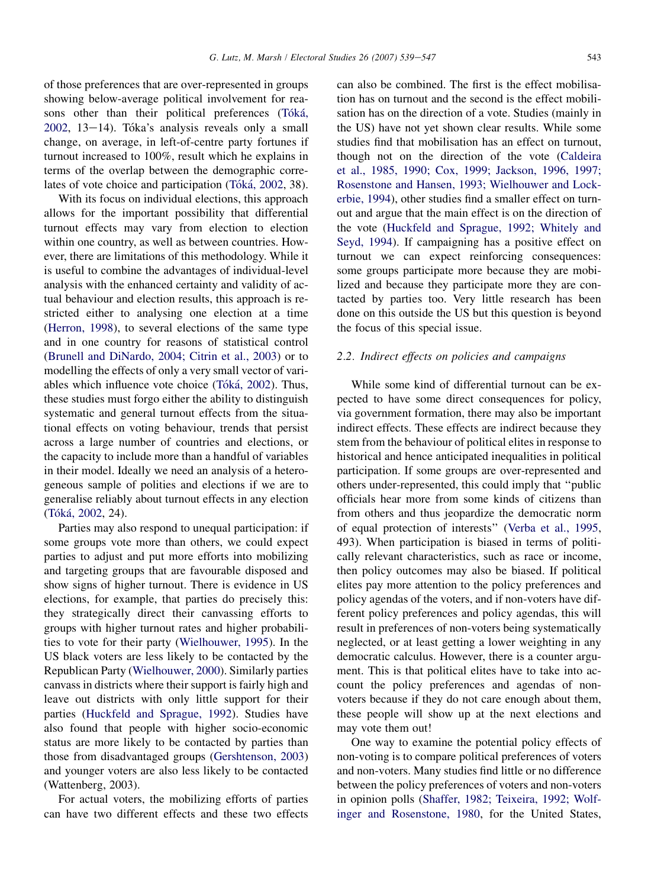of those preferences that are over-represented in groups showing below-average political involvement for reasons other than their political preferences (Tóká, 2002, 13–14). Tóka's analysis reveals only a small change, on average, in left-of-centre party fortunes if turnout increased to 100%, result which he explains in terms of the overlap between the demographic correlates of vote choice and participation (Tóká, 2002, 38).

With its focus on individual elections, this approach allows for the important possibility that differential turnout effects may vary from election to election within one country, as well as between countries. However, there are limitations of this methodology. While it is useful to combine the advantages of individual-level analysis with the enhanced certainty and validity of actual behaviour and election results, this approach is restricted either to analysing one election at a time (Herron, 1998), to several elections of the same type and in one country for reasons of statistical control (Brunell and DiNardo, 2004; Citrin et al., 2003) or to modelling the effects of only a very small vector of variables which influence vote choice (Tóká, 2002). Thus, these studies must forgo either the ability to distinguish systematic and general turnout effects from the situational effects on voting behaviour, trends that persist across a large number of countries and elections, or the capacity to include more than a handful of variables in their model. Ideally we need an analysis of a heterogeneous sample of polities and elections if we are to generalise reliably about turnout effects in any election (Tóká, 2002, 24).

Parties may also respond to unequal participation: if some groups vote more than others, we could expect parties to adjust and put more efforts into mobilizing and targeting groups that are favourable disposed and show signs of higher turnout. There is evidence in US elections, for example, that parties do precisely this: they strategically direct their canvassing efforts to groups with higher turnout rates and higher probabilities to vote for their party (Wielhouwer, 1995). In the US black voters are less likely to be contacted by the Republican Party (Wielhouwer, 2000). Similarly parties canvass in districts where their support is fairly high and leave out districts with only little support for their parties (Huckfeld and Sprague, 1992). Studies have also found that people with higher socio-economic status are more likely to be contacted by parties than those from disadvantaged groups (Gershtenson, 2003) and younger voters are also less likely to be contacted (Wattenberg, 2003).

For actual voters, the mobilizing efforts of parties can have two different effects and these two effects can also be combined. The first is the effect mobilisation has on turnout and the second is the effect mobilisation has on the direction of a vote. Studies (mainly in the US) have not yet shown clear results. While some studies find that mobilisation has an effect on turnout, though not on the direction of the vote (Caldeira et al., 1985, 1990; Cox, 1999; Jackson, 1996, 1997; Rosenstone and Hansen, 1993; Wielhouwer and Lockerbie, 1994), other studies find a smaller effect on turnout and argue that the main effect is on the direction of the vote (Huckfeld and Sprague, 1992; Whitely and Seyd, 1994). If campaigning has a positive effect on turnout we can expect reinforcing consequences: some groups participate more because they are mobilized and because they participate more they are contacted by parties too. Very little research has been done on this outside the US but this question is beyond the focus of this special issue.

### 2.2. Indirect effects on policies and campaigns

While some kind of differential turnout can be expected to have some direct consequences for policy, via government formation, there may also be important indirect effects. These effects are indirect because they stem from the behaviour of political elites in response to historical and hence anticipated inequalities in political participation. If some groups are over-represented and others under-represented, this could imply that "public officials hear more from some kinds of citizens than from others and thus jeopardize the democratic norm of equal protection of interests" (Verba et al., 1995, 493). When participation is biased in terms of politically relevant characteristics, such as race or income, then policy outcomes may also be biased. If political elites pay more attention to the policy preferences and policy agendas of the voters, and if non-voters have different policy preferences and policy agendas, this will result in preferences of non-voters being systematically neglected, or at least getting a lower weighting in any democratic calculus. However, there is a counter argument. This is that political elites have to take into account the policy preferences and agendas of non-voters because if they do not care enough about them, these people will show up at the next elections and may vote them out!

One way to examine the potential policy effects of non-voting is to compare political preferences of voters and non-voters. Many studies find little or no difference between the policy preferences of voters and non-voters in opinion polls (Shaffer, 1982; Teixeira, 1992; Wolfinger and Rosenstone, 1980, for the United States,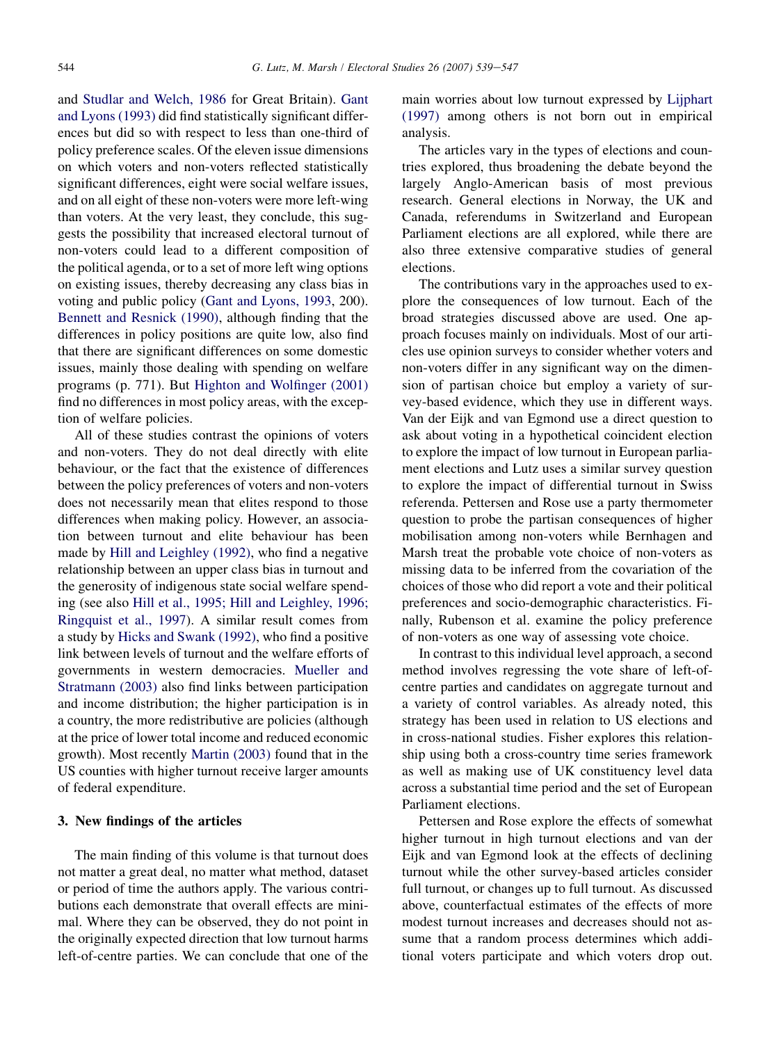and Studlar and Welch, 1986 for Great Britain). Gant and Lyons (1993) did find statistically significant differences but did so with respect to less than one-third of policy preference scales. Of the eleven issue dimensions on which voters and non-voters reflected statistically significant differences, eight were social welfare issues, and on all eight of these non-voters were more left-wing than voters. At the very least, they conclude, this suggests the possibility that increased electoral turnout of non-voters could lead to a different composition of the political agenda, or to a set of more left wing options on existing issues, thereby decreasing any class bias in voting and public policy (Gant and Lyons, 1993, 200). Bennett and Resnick (1990), although finding that the differences in policy positions are quite low, also find that there are significant differences on some domestic issues, mainly those dealing with spending on welfare programs (p. 771). But Highton and Wolfinger (2001) find no differences in most policy areas, with the exception of welfare policies.

All of these studies contrast the opinions of voters and non-voters. They do not deal directly with elite behaviour, or the fact that the existence of differences between the policy preferences of voters and non-voters does not necessarily mean that elites respond to those differences when making policy. However, an association between turnout and elite behaviour has been made by Hill and Leighley (1992), who find a negative relationship between an upper class bias in turnout and the generosity of indigenous state social welfare spending (see also Hill et al., 1995; Hill and Leighley, 1996; Ringquist et al., 1997). A similar result comes from a study by Hicks and Swank (1992), who find a positive link between levels of turnout and the welfare efforts of governments in western democracies. Mueller and Stratmann (2003) also find links between participation and income distribution; the higher participation is in a country, the more redistributive are policies (although at the price of lower total income and reduced economic growth). Most recently Martin (2003) found that in the US counties with higher turnout receive larger amounts of federal expenditure.

## 3. New findings of the articles

The main finding of this volume is that turnout does not matter a great deal, no matter what method, dataset or period of time the authors apply. The various contributions each demonstrate that overall effects are minimal. Where they can be observed, they do not point in the originally expected direction that low turnout harms left-of-centre parties. We can conclude that one of the main worries about low turnout expressed by Lijphart (1997) among others is not born out in empirical analysis.

The articles vary in the types of elections and countries explored, thus broadening the debate beyond the largely Anglo-American basis of most previous research. General elections in Norway, the UK and Canada, referendums in Switzerland and European Parliament elections are all explored, while there are also three extensive comparative studies of general elections.

The contributions vary in the approaches used to explore the consequences of low turnout. Each of the broad strategies discussed above are used. One approach focuses mainly on individuals. Most of our articles use opinion surveys to consider whether voters and non-voters differ in any significant way on the dimension of partisan choice but employ a variety of survey-based evidence, which they use in different ways. Van der Eijk and van Egmond use a direct question to ask about voting in a hypothetical coincident election to explore the impact of low turnout in European parliament elections and Lutz uses a similar survey question to explore the impact of differential turnout in Swiss referenda. Pettersen and Rose use a party thermometer question to probe the partisan consequences of higher mobilisation among non-voters while Bernhagen and Marsh treat the probable vote choice of non-voters as missing data to be inferred from the covariation of the choices of those who did report a vote and their political preferences and socio-demographic characteristics. Finally, Rubenson et al. examine the policy preference of non-voters as one way of assessing vote choice.

In contrast to this individual level approach, a second method involves regressing the vote share of left-of-centre parties and candidates on aggregate turnout and a variety of control variables. As already noted, this strategy has been used in relation to US elections and in cross-national studies. Fisher explores this relationship using both a cross-country time series framework as well as making use of UK constituency level data across a substantial time period and the set of European Parliament elections.

Pettersen and Rose explore the effects of somewhat higher turnout in high turnout elections and van der Eijk and van Egmond look at the effects of declining turnout while the other survey-based articles consider full turnout, or changes up to full turnout. As discussed above, counterfactual estimates of the effects of more modest turnout increases and decreases should not assume that a random process determines which additional voters participate and which voters drop out.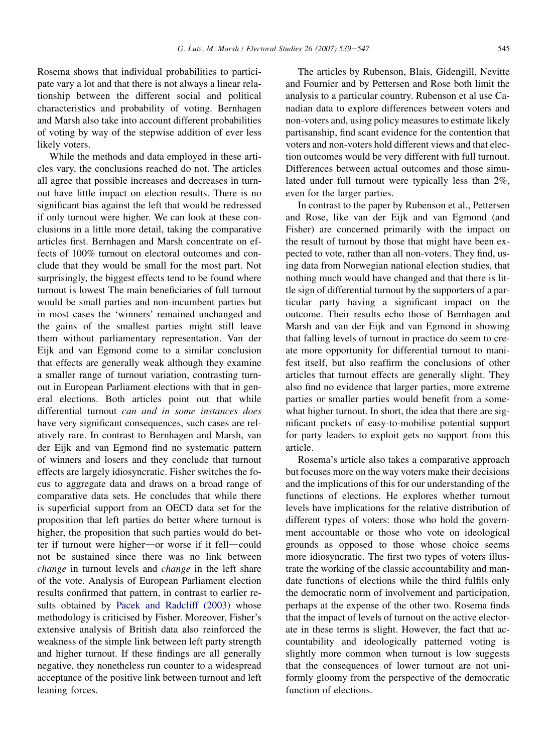Rosema shows that individual probabilities to participate vary a lot and that there is not always a linear relationship between the different social and political characteristics and probability of voting. Bernhagen and Marsh also take into account different probabilities of voting by way of the stepwise addition of ever less likely voters.

While the methods and data employed in these articles vary, the conclusions reached do not. The articles all agree that possible increases and decreases in turnout have little impact on election results. There is no significant bias against the left that would be redressed if only turnout were higher. We can look at these conclusions in a little more detail, taking the comparative articles first. Bernhagen and Marsh concentrate on effects of 100% turnout on electoral outcomes and conclude that they would be small for the most part. Not surprisingly, the biggest effects tend to be found where turnout is lowest The main beneficiaries of full turnout would be small parties and non-incumbent parties but in most cases the 'winners' remained unchanged and the gains of the smallest parties might still leave them without parliamentary representation. Van der Eijk and van Egmond come to a similar conclusion that effects are generally weak although they examine a smaller range of turnout variation, contrasting turnout in European Parliament elections with that in general elections. Both articles point out that while differential turnout *can and in some instances does* have very significant consequences, such cases are relatively rare. In contrast to Bernhagen and Marsh, van der Eijk and van Egmond find no systematic pattern of winners and losers and they conclude that turnout effects are largely idiosyncratic. Fisher switches the focus to aggregate data and draws on a broad range of comparative data sets. He concludes that while there is superficial support from an OECD data set for the proposition that left parties do better where turnout is higher, the proposition that such parties would do better if turnout were higher—or worse if it fell—could not be sustained since there was no link between *change* in turnout levels and *change* in the left share of the vote. Analysis of European Parliament election results confirmed that pattern, in contrast to earlier results obtained by Pacek and Radcliff (2003) whose methodology is criticised by Fisher. Moreover, Fisher's extensive analysis of British data also reinforced the weakness of the simple link between left party strength and higher turnout. If these findings are all generally negative, they nonetheless run counter to a widespread acceptance of the positive link between turnout and left leaning forces.

The articles by Rubenson, Blais, Gidengill, Nevitte and Fournier and by Pettersen and Rose both limit the analysis to a particular country. Rubenson et al use Canadian data to explore differences between voters and non-voters and, using policy measures to estimate likely partisanship, find scant evidence for the contention that voters and non-voters hold different views and that election outcomes would be very different with full turnout. Differences between actual outcomes and those simulated under full turnout were typically less than 2%, even for the larger parties.

In contrast to the paper by Rubenson et al., Pettersen and Rose, like van der Eijk and van Egmond (and Fisher) are concerned primarily with the impact on the result of turnout by those that might have been expected to vote, rather than all non-voters. They find, using data from Norwegian national election studies, that nothing much would have changed and that there is little sign of differential turnout by the supporters of a particular party having a significant impact on the outcome. Their results echo those of Bernhagen and Marsh and van der Eijk and van Egmond in showing that falling levels of turnout in practice do seem to create more opportunity for differential turnout to manifest itself, but also reaffirm the conclusions of other articles that turnout effects are generally slight. They also find no evidence that larger parties, more extreme parties or smaller parties would benefit from a somewhat higher turnout. In short, the idea that there are significant pockets of easy-to-mobilise potential support for party leaders to exploit gets no support from this article.

Rosema's article also takes a comparative approach but focuses more on the way voters make their decisions and the implications of this for our understanding of the functions of elections. He explores whether turnout levels have implications for the relative distribution of different types of voters: those who hold the government accountable or those who vote on ideological grounds as opposed to those whose choice seems more idiosyncratic. The first two types of voters illustrate the working of the classic accountability and mandate functions of elections while the third fulfils only the democratic norm of involvement and participation, perhaps at the expense of the other two. Rosema finds that the impact of levels of turnout on the active electorate in these terms is slight. However, the fact that accountability and ideologically patterned voting is slightly more common when turnout is low suggests that the consequences of lower turnout are not uniformly gloomy from the perspective of the democratic function of elections.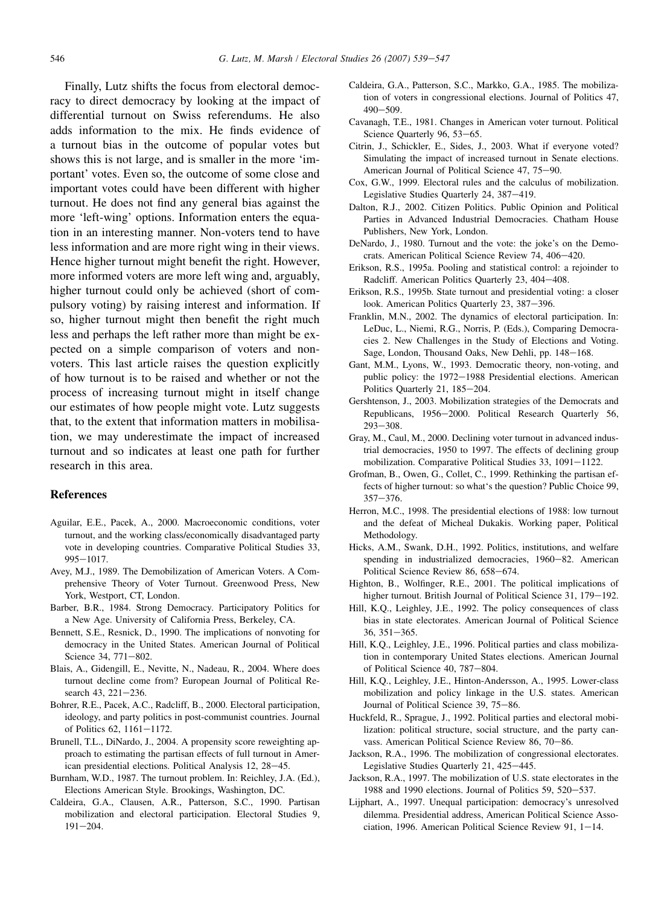Finally, Lutz shifts the focus from electoral democracy to direct democracy by looking at the impact of differential turnout on Swiss referendums. He also adds information to the mix. He finds evidence of a turnout bias in the outcome of popular votes but shows this is not large, and is smaller in the more 'important' votes. Even so, the outcome of some close and important votes could have been different with higher turnout. He does not find any general bias against the more 'left-wing' options. Information enters the equation in an interesting manner. Non-voters tend to have less information and are more right wing in their views. Hence higher turnout might benefit the right. However, more informed voters are more left wing and, arguably, higher turnout could only be achieved (short of compulsory voting) by raising interest and information. If so, higher turnout might then benefit the right much less and perhaps the left rather more than might be expected on a simple comparison of voters and non-voters. This last article raises the question explicitly of how turnout is to be raised and whether or not the process of increasing turnout might in itself change our estimates of how people might vote. Lutz suggests that, to the extent that information matters in mobilisation, we may underestimate the impact of increased turnout and so indicates at least one path for further research in this area.

## References

Aguilar, E.E., Pacek, A., 2000. Macroeconomic conditions, voter turnout, and the working class/economically disadvantaged party vote in developing countries. Comparative Political Studies 33, 995–1017.

Avey, M.J., 1989. The Demobilization of American Voters. A Comprehensive Theory of Voter Turnout. Greenwood Press, New York, Westport, CT, London.

Barber, B.R., 1984. Strong Democracy. Participatory Politics for a New Age. University of California Press, Berkeley, CA.

Bennett, S.E., Resnick, D., 1990. The implications of nonvoting for democracy in the United States. American Journal of Political Science 34, 771–802.

Blais, A., Gidengill, E., Nevitte, N., Nadeau, R., 2004. Where does turnout decline come from? European Journal of Political Research 43, 221–236.

Bohrer, R.E., Pacek, A.C., Radcliff, B., 2000. Electoral participation, ideology, and party politics in post-communist countries. Journal of Politics 62, 1161–1172.

Brunell, T.L., DiNardo, J., 2004. A propensity score reweighting approach to estimating the partisan effects of full turnout in American presidential elections. Political Analysis 12, 28–45.

Burnham, W.D., 1987. The turnout problem. In: Reichley, J.A. (Ed.), Elections American Style. Brookings, Washington, DC.

Caldeira, G.A., Clausen, A.R., Patterson, S.C., 1990. Partisan mobilization and electoral participation. Electoral Studies 9, 191–204.

Caldeira, G.A., Patterson, S.C., Markko, G.A., 1985. The mobilization of voters in congressional elections. Journal of Politics 47, 490–509.

Cavanagh, T.E., 1981. Changes in American voter turnout. Political Science Quarterly 96, 53–65.

Citrin, J., Schickler, E., Sides, J., 2003. What if everyone voted? Simulating the impact of increased turnout in Senate elections. American Journal of Political Science 47, 75–90.

Cox, G.W., 1999. Electoral rules and the calculus of mobilization. Legislative Studies Quarterly 24, 387–419.

Dalton, R.J., 2002. Citizen Politics. Public Opinion and Political Parties in Advanced Industrial Democracies. Chatham House Publishers, New York, London.

DeNardo, J., 1980. Turnout and the vote: the joke's on the Democrats. American Political Science Review 74, 406–420.

Erikson, R.S., 1995a. Pooling and statistical control: a rejoinder to Radcliff. American Politics Quarterly 23, 404–408.

Erikson, R.S., 1995b. State turnout and presidential voting: a closer look. American Politics Quarterly 23, 387–396.

Franklin, M.N., 2002. The dynamics of electoral participation. In: LeDuc, L., Niemi, R.G., Norris, P. (Eds.), Comparing Democracies 2. New Challenges in the Study of Elections and Voting. Sage, London, Thousand Oaks, New Dehli, pp. 148–168.

Gant, M.M., Lyons, W., 1993. Democratic theory, non-voting, and public policy: the 1972–1988 Presidential elections. American Politics Quarterly 21, 185–204.

Gershtenson, J., 2003. Mobilization strategies of the Democrats and Republicans, 1956–2000. Political Research Quarterly 56, 293–308.

Gray, M., Caul, M., 2000. Declining voter turnout in advanced industrial democracies, 1950 to 1997. The effects of declining group mobilization. Comparative Political Studies 33, 1091–1122.

Grofman, B., Owen, G., Collet, C., 1999. Rethinking the partisan effects of higher turnout: so what's the question? Public Choice 99, 357–376.

Herron, M.C., 1998. The presidential elections of 1988: low turnout and the defeat of Micheal Dukakis. Working paper, Political Methodology.

Hicks, A.M., Swank, D.H., 1992. Politics, institutions, and welfare spending in industrialized democracies, 1960–82. American Political Science Review 86, 658–674.

Highton, B., Wolfinger, R.E., 2001. The political implications of higher turnout. British Journal of Political Science 31, 179–192.

Hill, K.Q., Leighley, J.E., 1992. The policy consequences of class bias in state electorates. American Journal of Political Science 36, 351–365.

Hill, K.Q., Leighley, J.E., 1996. Political parties and class mobilization in contemporary United States elections. American Journal of Political Science 40, 787–804.

Hill, K.Q., Leighley, J.E., Hinton-Andersson, A., 1995. Lower-class mobilization and policy linkage in the U.S. states. American Journal of Political Science 39, 75–86.

Huckfeld, R., Sprague, J., 1992. Political parties and electoral mobilization: political structure, social structure, and the party canvass. American Political Science Review 86, 70–86.

Jackson, R.A., 1996. The mobilization of congressional electorates. Legislative Studies Quarterly 21, 425–445.

Jackson, R.A., 1997. The mobilization of U.S. state electorates in the 1988 and 1990 elections. Journal of Politics 59, 520–537.

Lijphart, A., 1997. Unequal participation: democracy's unresolved dilemma. Presidential address, American Political Science Association, 1996. American Political Science Review 91, 1–14.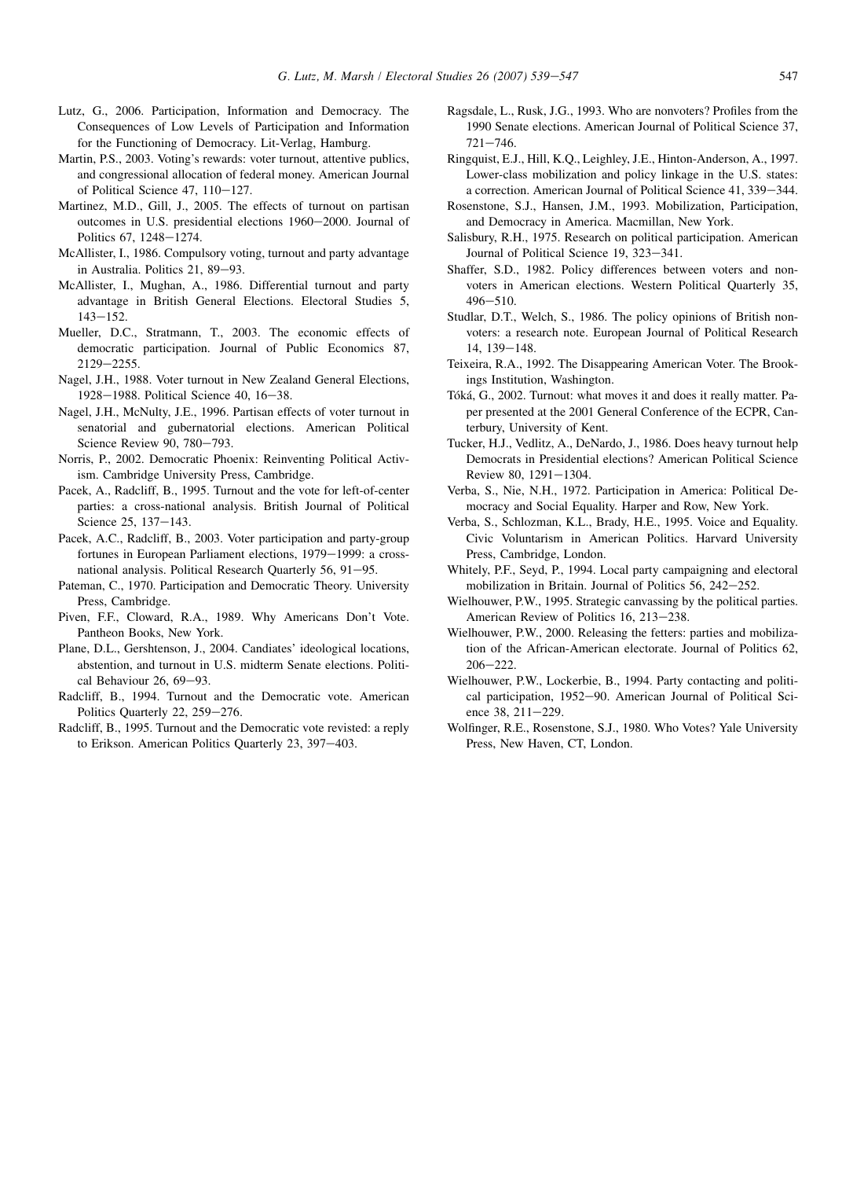Lutz, G., 2006. Participation, Information and Democracy. The Consequences of Low Levels of Participation and Information for the Functioning of Democracy. Lit-Verlag, Hamburg.

Martin, P.S., 2003. Voting's rewards: voter turnout, attentive publics, and congressional allocation of federal money. American Journal of Political Science 47, 110–127.

Martinez, M.D., Gill, J., 2005. The effects of turnout on partisan outcomes in U.S. presidential elections 1960–2000. Journal of Politics 67, 1248–1274.

McAllister, I., 1986. Compulsory voting, turnout and party advantage in Australia. Politics 21, 89–93.

McAllister, I., Mughan, A., 1986. Differential turnout and party advantage in British General Elections. Electoral Studies 5, 143–152.

Mueller, D.C., Stratmann, T., 2003. The economic effects of democratic participation. Journal of Public Economics 87, 2129–2255.

Nagel, J.H., 1988. Voter turnout in New Zealand General Elections, 1928–1988. Political Science 40, 16–38.

Nagel, J.H., McNulty, J.E., 1996. Partisan effects of voter turnout in senatorial and gubernatorial elections. American Political Science Review 90, 780–793.

Norris, P., 2002. Democratic Phoenix: Reinventing Political Activism. Cambridge University Press, Cambridge.

Pacek, A., Radcliff, B., 1995. Turnout and the vote for left-of-center parties: a cross-national analysis. British Journal of Political Science 25, 137–143.

Pacek, A.C., Radcliff, B., 2003. Voter participation and party-group fortunes in European Parliament elections, 1979–1999: a cross-national analysis. Political Research Quarterly 56, 91–95.

Pateman, C., 1970. Participation and Democratic Theory. University Press, Cambridge.

Piven, F.F., Cloward, R.A., 1989. Why Americans Don't Vote. Pantheon Books, New York.

Plane, D.L., Gershtenson, J., 2004. Candiates' ideological locations, abstention, and turnout in U.S. midterm Senate elections. Political Behaviour 26, 69–93.

Radcliff, B., 1994. Turnout and the Democratic vote. American Politics Quarterly 22, 259–276.

Radcliff, B., 1995. Turnout and the Democratic vote revisted: a reply to Erikson. American Politics Quarterly 23, 397–403.

Ragsdale, L., Rusk, J.G., 1993. Who are nonvoters? Profiles from the 1990 Senate elections. American Journal of Political Science 37, 721–746.

Ringquist, E.J., Hill, K.Q., Leighley, J.E., Hinton-Anderson, A., 1997. Lower-class mobilization and policy linkage in the U.S. states: a correction. American Journal of Political Science 41, 339–344.

Rosenstone, S.J., Hansen, J.M., 1993. Mobilization, Participation, and Democracy in America. Macmillan, New York.

Salisbury, R.H., 1975. Research on political participation. American Journal of Political Science 19, 323–341.

Shaffer, S.D., 1982. Policy differences between voters and nonvoters in American elections. Western Political Quarterly 35, 496–510.

Studlar, D.T., Welch, S., 1986. The policy opinions of British nonvoters: a research note. European Journal of Political Research 14, 139–148.

Teixeira, R.A., 1992. The Disappearing American Voter. The Brookings Institution, Washington.

Tóká, G., 2002. Turnout: what moves it and does it really matter. Paper presented at the 2001 General Conference of the ECPR, Canterbury, University of Kent.

Tucker, H.J., Vedlitz, A., DeNardo, J., 1986. Does heavy turnout help Democrats in Presidential elections? American Political Science Review 80, 1291–1304.

Verba, S., Nie, N.H., 1972. Participation in America: Political Democracy and Social Equality. Harper and Row, New York.

Verba, S., Schlozman, K.L., Brady, H.E., 1995. Voice and Equality. Civic Voluntarism in American Politics. Harvard University Press, Cambridge, London.

Whitely, P.F., Seyd, P., 1994. Local party campaigning and electoral mobilization in Britain. Journal of Politics 56, 242–252.

Wielhouwer, P.W., 1995. Strategic canvassing by the political parties. American Review of Politics 16, 213–238.

Wielhouwer, P.W., 2000. Releasing the fetters: parties and mobilization of the African-American electorate. Journal of Politics 62, 206–222.

Wielhouwer, P.W., Lockerbie, B., 1994. Party contacting and political participation, 1952–90. American Journal of Political Science 38, 211–229.

Wolfinger, R.E., Rosenstone, S.J., 1980. Who Votes? Yale University Press, New Haven, CT, London.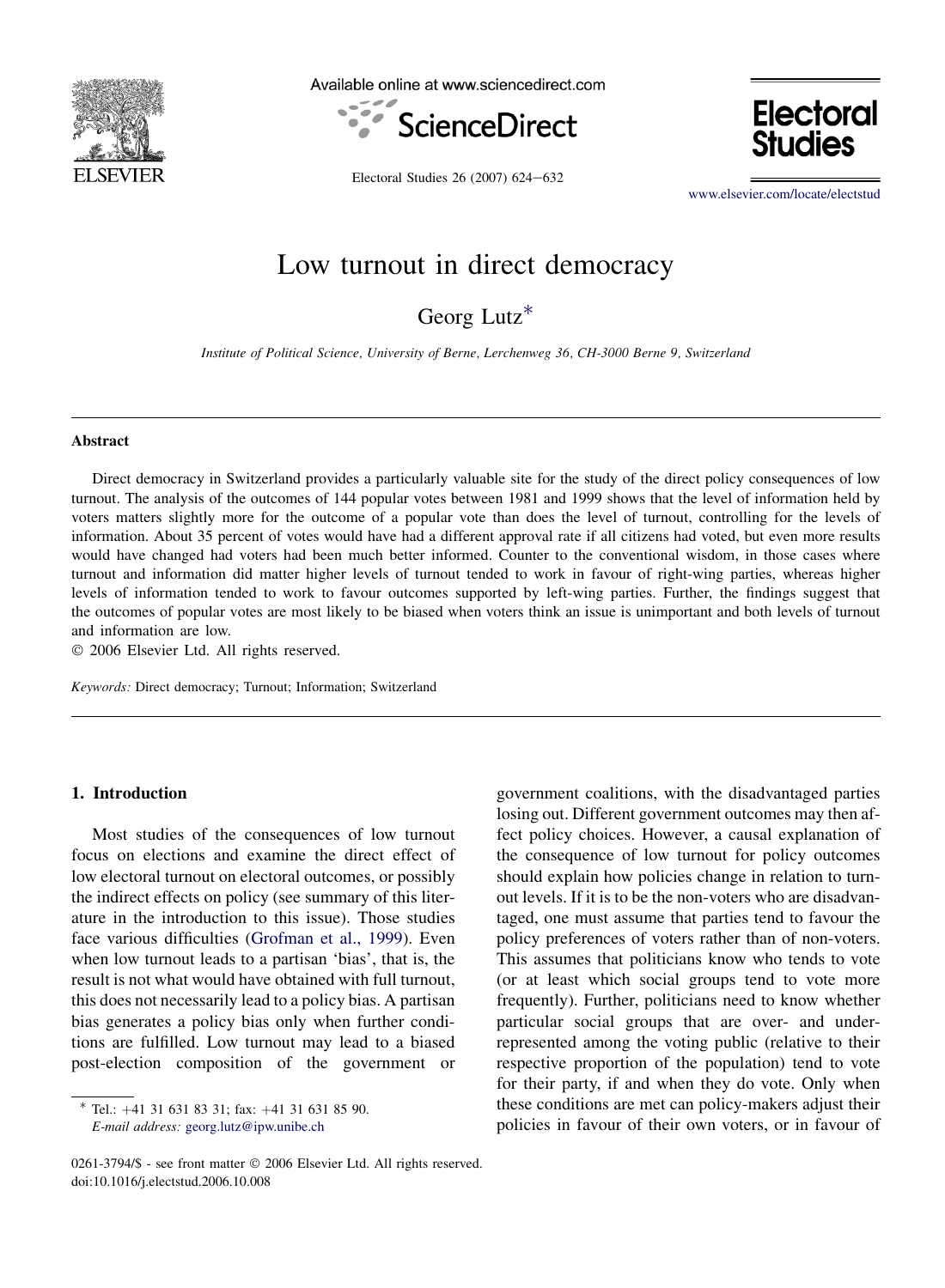# Low turnout in direct democracy

Georg Lutz*

*Institute of Political Science, University of Berne, Lerchenweg 36, CH-3000 Berne 9, Switzerland*

---

### Abstract

Direct democracy in Switzerland provides a particularly valuable site for the study of the direct policy consequences of low turnout. The analysis of the outcomes of 144 popular votes between 1981 and 1999 shows that the level of information held by voters matters slightly more for the outcome of a popular vote than does the level of turnout, controlling for the levels of information. About 35 percent of votes would have had a different approval rate if all citizens had voted, but even more results would have changed had voters been much better informed. Counter to the conventional wisdom, in those cases where turnout and information did matter higher levels of turnout tended to work in favour of right-wing parties, whereas higher levels of information tended to work to favour outcomes supported by left-wing parties. Further, the findings suggest that the outcomes of popular votes are most likely to be biased when voters think an issue is unimportant and both levels of turnout and information are low.

© 2006 Elsevier Ltd. All rights reserved.

*Keywords:* Direct democracy; Turnout; Information; Switzerland

---

## 1. Introduction

Most studies of the consequences of low turnout focus on elections and examine the direct effect of low electoral turnout on electoral outcomes, or possibly the indirect effects on policy (see summary of this literature in the introduction to this issue). Those studies face various difficulties (Grofman et al., 1999). Even when low turnout leads to a partisan 'bias', that is, the result is not what would have obtained with full turnout, this does not necessarily lead to a policy bias. A partisan bias generates a policy bias only when further conditions are fulfilled. Low turnout may lead to a biased post-election composition of the government or government coalitions, with the disadvantaged parties losing out. Different government outcomes may then affect policy choices. However, a causal explanation of the consequence of low turnout for policy outcomes should explain how policies change in relation to turnout levels. If it is to be the non-voters who are disadvantaged, one must assume that parties tend to favour the policy preferences of voters rather than of non-voters. This assumes that politicians know who tends to vote (or at least which social groups tend to vote more frequently). Further, politicians need to know whether particular social groups that are over- and under-represented among the voting public (relative to their respective proportion of the population) tend to vote for their party, if and when they do vote. Only when these conditions are met can policy-makers adjust their policies in favour of their own voters, or in favour of

---

* Tel.: +41 31 631 83 31; fax: +41 31 631 85 90.
*E-mail address:* georg.lutz@ipw.unibe.ch

0261-3794/$ - see front matter © 2006 Elsevier Ltd. All rights reserved.
doi:10.1016/j.electstud.2006.10.008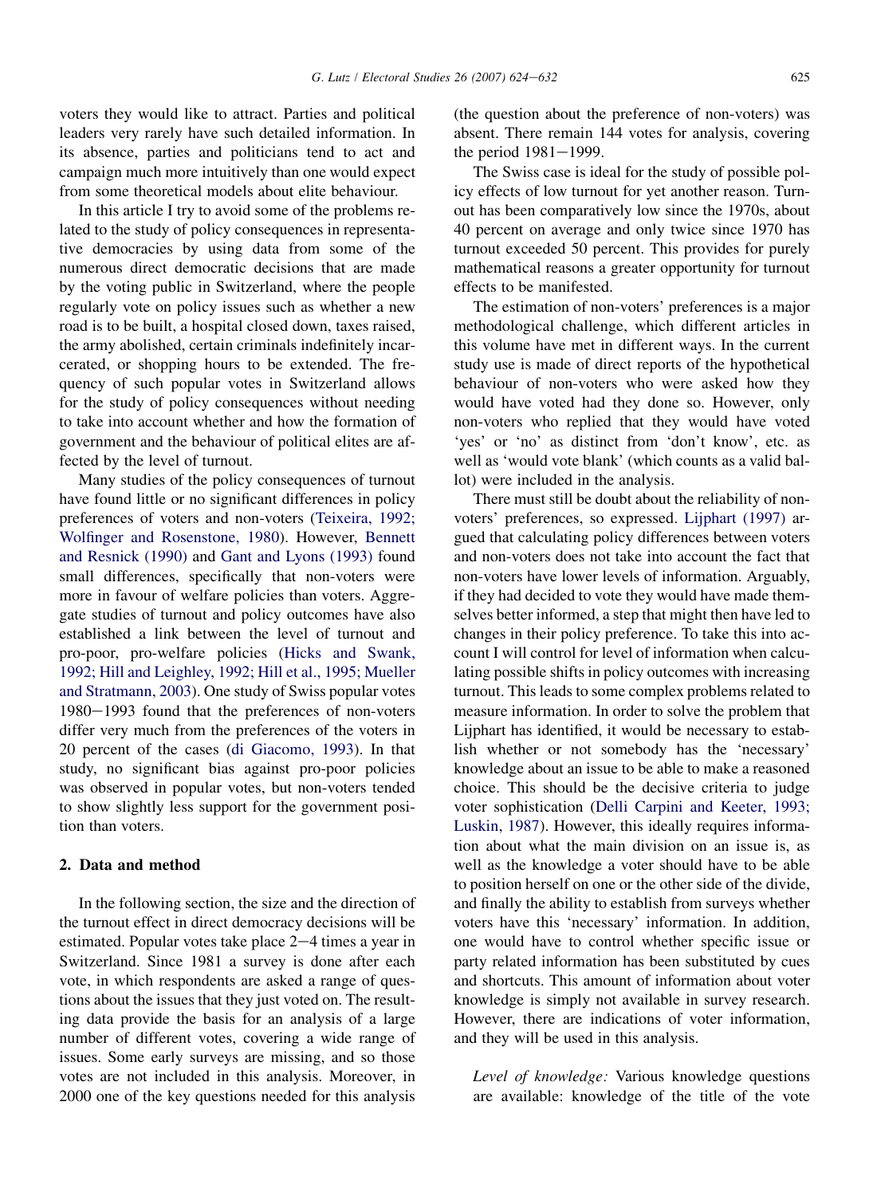voters they would like to attract. Parties and political leaders very rarely have such detailed information. In its absence, parties and politicians tend to act and campaign much more intuitively than one would expect from some theoretical models about elite behaviour.

In this article I try to avoid some of the problems related to the study of policy consequences in representative democracies by using data from some of the numerous direct democratic decisions that are made by the voting public in Switzerland, where the people regularly vote on policy issues such as whether a new road is to be built, a hospital closed down, taxes raised, the army abolished, certain criminals indefinitely incarcerated, or shopping hours to be extended. The frequency of such popular votes in Switzerland allows for the study of policy consequences without needing to take into account whether and how the formation of government and the behaviour of political elites are affected by the level of turnout.

Many studies of the policy consequences of turnout have found little or no significant differences in policy preferences of voters and non-voters (Teixeira, 1992; Wolfinger and Rosenstone, 1980). However, Bennett and Resnick (1990) and Gant and Lyons (1993) found small differences, specifically that non-voters were more in favour of welfare policies than voters. Aggregate studies of turnout and policy outcomes have also established a link between the level of turnout and pro-poor, pro-welfare policies (Hicks and Swank, 1992; Hill and Leighley, 1992; Hill et al., 1995; Mueller and Stratmann, 2003). One study of Swiss popular votes 1980–1993 found that the preferences of non-voters differ very much from the preferences of the voters in 20 percent of the cases (di Giacomo, 1993). In that study, no significant bias against pro-poor policies was observed in popular votes, but non-voters tended to show slightly less support for the government position than voters.

## 2. Data and method

In the following section, the size and the direction of the turnout effect in direct democracy decisions will be estimated. Popular votes take place 2–4 times a year in Switzerland. Since 1981 a survey is done after each vote, in which respondents are asked a range of questions about the issues that they just voted on. The resulting data provide the basis for an analysis of a large number of different votes, covering a wide range of issues. Some early surveys are missing, and so those votes are not included in this analysis. Moreover, in 2000 one of the key questions needed for this analysis (the question about the preference of non-voters) was absent. There remain 144 votes for analysis, covering the period 1981–1999.

The Swiss case is ideal for the study of possible policy effects of low turnout for yet another reason. Turnout has been comparatively low since the 1970s, about 40 percent on average and only twice since 1970 has turnout exceeded 50 percent. This provides for purely mathematical reasons a greater opportunity for turnout effects to be manifested.

The estimation of non-voters' preferences is a major methodological challenge, which different articles in this volume have met in different ways. In the current study use is made of direct reports of the hypothetical behaviour of non-voters who were asked how they would have voted had they done so. However, only non-voters who replied that they would have voted 'yes' or 'no' as distinct from 'don't know', etc. as well as 'would vote blank' (which counts as a valid ballot) were included in the analysis.

There must still be doubt about the reliability of non-voters' preferences, so expressed. Lijphart (1997) argued that calculating policy differences between voters and non-voters does not take into account the fact that non-voters have lower levels of information. Arguably, if they had decided to vote they would have made themselves better informed, a step that might then have led to changes in their policy preference. To take this into account I will control for level of information when calculating possible shifts in policy outcomes with increasing turnout. This leads to some complex problems related to measure information. In order to solve the problem that Lijphart has identified, it would be necessary to establish whether or not somebody has the 'necessary' knowledge about an issue to be able to make a reasoned choice. This should be the decisive criteria to judge voter sophistication (Delli Carpini and Keeter, 1993; Luskin, 1987). However, this ideally requires information about what the main division on an issue is, as well as the knowledge a voter should have to be able to position herself on one or the other side of the divide, and finally the ability to establish from surveys whether voters have this 'necessary' information. In addition, one would have to control whether specific issue or party related information has been substituted by cues and shortcuts. This amount of information about voter knowledge is simply not available in survey research. However, there are indications of voter information, and they will be used in this analysis.

*Level of knowledge:* Various knowledge questions are available: knowledge of the title of the vote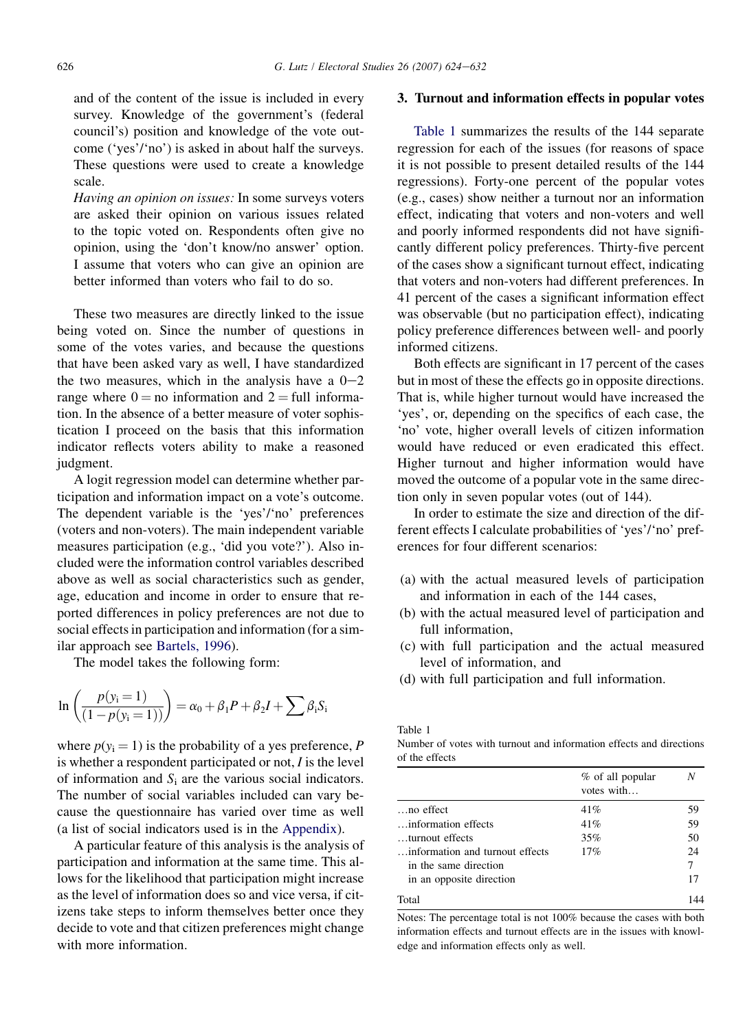and of the content of the issue is included in every survey. Knowledge of the government's (federal council's) position and knowledge of the vote outcome ('yes'/'no') is asked in about half the surveys. These questions were used to create a knowledge scale.

*Having an opinion on issues:* In some surveys voters are asked their opinion on various issues related to the topic voted on. Respondents often give no opinion, using the 'don't know/no answer' option. I assume that voters who can give an opinion are better informed than voters who fail to do so.

These two measures are directly linked to the issue being voted on. Since the number of questions in some of the votes varies, and because the questions that have been asked vary as well, I have standardized the two measures, which in the analysis have a 0−2 range where 0 = no information and 2 = full information. In the absence of a better measure of voter sophistication I proceed on the basis that this information indicator reflects voters ability to make a reasoned judgment.

A logit regression model can determine whether participation and information impact on a vote's outcome. The dependent variable is the 'yes'/'no' preferences (voters and non-voters). The main independent variable measures participation (e.g., 'did you vote?'). Also included were the information control variables described above as well as social characteristics such as gender, age, education and income in order to ensure that reported differences in policy preferences are not due to social effects in participation and information (for a similar approach see Bartels, 1996).

The model takes the following form:

$$\ln\left(\frac{p(y_i = 1)}{(1 - p(y_i = 1))}\right) = \alpha_0 + \beta_1 P + \beta_2 I + \sum \beta_i S_i$$

where $p(y_i = 1)$ is the probability of a yes preference, $P$ is whether a respondent participated or not, $I$ is the level of information and $S_i$ are the various social indicators. The number of social variables included can vary because the questionnaire has varied over time as well (a list of social indicators used is in the Appendix).

A particular feature of this analysis is the analysis of participation and information at the same time. This allows for the likelihood that participation might increase as the level of information does so and vice versa, if citizens take steps to inform themselves better once they decide to vote and that citizen preferences might change with more information.

## 3. Turnout and information effects in popular votes

Table 1 summarizes the results of the 144 separate regression for each of the issues (for reasons of space it is not possible to present detailed results of the 144 regressions). Forty-one percent of the popular votes (e.g., cases) show neither a turnout nor an information effect, indicating that voters and non-voters and well and poorly informed respondents did not have significantly different policy preferences. Thirty-five percent of the cases show a significant turnout effect, indicating that voters and non-voters had different preferences. In 41 percent of the cases a significant information effect was observable (but no participation effect), indicating policy preference differences between well- and poorly informed citizens.

Both effects are significant in 17 percent of the cases but in most of these the effects go in opposite directions. That is, while higher turnout would have increased the 'yes', or, depending on the specifics of each case, the 'no' vote, higher overall levels of citizen information would have reduced or even eradicated this effect. Higher turnout and higher information would have moved the outcome of a popular vote in the same direction only in seven popular votes (out of 144).

In order to estimate the size and direction of the different effects I calculate probabilities of 'yes'/'no' preferences for four different scenarios:

(a) with the actual measured levels of participation and information in each of the 144 cases,
(b) with the actual measured level of participation and full information,
(c) with full participation and the actual measured level of information, and
(d) with full participation and full information.

Table 1
Number of votes with turnout and information effects and directions of the effects

| | % of all popular votes with… | *N* |
|---|---|---|
| …no effect | 41% | 59 |
| …information effects | 41% | 59 |
| …turnout effects | 35% | 50 |
| …information and turnout effects | 17% | 24 |
| in the same direction | | 7 |
| in an opposite direction | | 17 |
| Total | | 144 |

Notes: The percentage total is not 100% because the cases with both information effects and turnout effects are in the issues with knowledge and information effects only as well.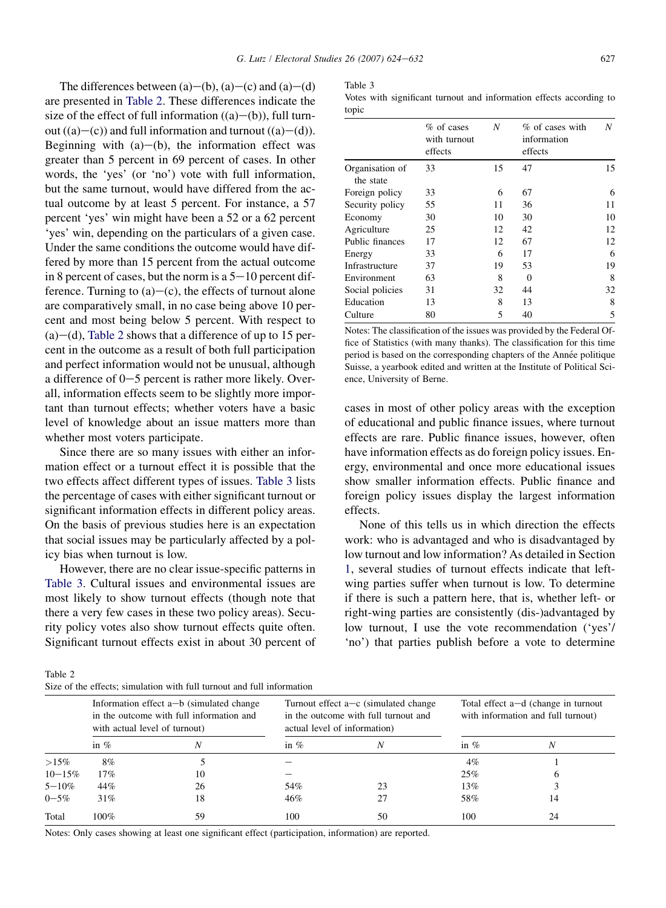The differences between (a)−(b), (a)−(c) and (a)−(d) are presented in Table 2. These differences indicate the size of the effect of full information ((a)−(b)), full turnout ((a)−(c)) and full information and turnout ((a)−(d)). Beginning with (a)−(b), the information effect was greater than 5 percent in 69 percent of cases. In other words, the 'yes' (or 'no') vote with full information, but the same turnout, would have differed from the actual outcome by at least 5 percent. For instance, a 57 percent 'yes' win might have been a 52 or a 62 percent 'yes' win, depending on the particulars of a given case. Under the same conditions the outcome would have differed by more than 15 percent from the actual outcome in 8 percent of cases, but the norm is a 5−10 percent difference. Turning to (a)−(c), the effects of turnout alone are comparatively small, in no case being above 10 percent and most being below 5 percent. With respect to (a)−(d), Table 2 shows that a difference of up to 15 percent in the outcome as a result of both full participation and perfect information would not be unusual, although a difference of 0−5 percent is rather more likely. Overall, information effects seem to be slightly more important than turnout effects; whether voters have a basic level of knowledge about an issue matters more than whether most voters participate.

Since there are so many issues with either an information effect or a turnout effect it is possible that the two effects affect different types of issues. Table 3 lists the percentage of cases with either significant turnout or significant information effects in different policy areas. On the basis of previous studies here is an expectation that social issues may be particularly affected by a policy bias when turnout is low.

However, there are no clear issue-specific patterns in Table 3. Cultural issues and environmental issues are most likely to show turnout effects (though note that there a very few cases in these two policy areas). Security policy votes also show turnout effects quite often. Significant turnout effects exist in about 30 percent of cases in most of other policy areas with the exception of educational and public finance issues, where turnout effects are rare. Public finance issues, however, often have information effects as do foreign policy issues. Energy, environmental and once more educational issues show smaller information effects. Public finance and foreign policy issues display the largest information effects.

None of this tells us in which direction the effects work: who is advantaged and who is disadvantaged by low turnout and low information? As detailed in Section 1, several studies of turnout effects indicate that left-wing parties suffer when turnout is low. To determine if there is such a pattern here, that is, whether left- or right-wing parties are consistently (dis-)advantaged by low turnout, I use the vote recommendation ('yes'/'no') that parties publish before a vote to determine

Table 3
Votes with significant turnout and information effects according to topic

| | % of cases with turnout effects | N | % of cases with information effects | N |
|---|---|---|---|---|
| Organisation of the state | 33 | 15 | 47 | 15 |
| Foreign policy | 33 | 6 | 67 | 6 |
| Security policy | 55 | 11 | 36 | 11 |
| Economy | 30 | 10 | 30 | 10 |
| Agriculture | 25 | 12 | 42 | 12 |
| Public finances | 17 | 12 | 67 | 12 |
| Energy | 33 | 6 | 17 | 6 |
| Infrastructure | 37 | 19 | 53 | 19 |
| Environment | 63 | 8 | 0 | 8 |
| Social policies | 31 | 32 | 44 | 32 |
| Education | 13 | 8 | 13 | 8 |
| Culture | 80 | 5 | 40 | 5 |

Notes: The classification of the issues was provided by the Federal Office of Statistics (with many thanks). The classification for this time period is based on the corresponding chapters of the Année politique Suisse, a yearbook edited and written at the Institute of Political Science, University of Berne.

Table 2
Size of the effects; simulation with full turnout and full information

| | Information effect a−b (simulated change in the outcome with full information and with actual level of turnout) | | Turnout effect a−c (simulated change in the outcome with full turnout and actual level of information) | | Total effect a−d (change in turnout with information and full turnout) | |
|---|---|---|---|---|---|---|
| | in % | N | in % | N | in % | N |
| >15% | 8% | 5 | − | | 4% | 1 |
| 10−15% | 17% | 10 | − | | 25% | 6 |
| 5−10% | 44% | 26 | 54% | 23 | 13% | 3 |
| 0−5% | 31% | 18 | 46% | 27 | 58% | 14 |
| Total | 100% | 59 | 100 | 50 | 100 | 24 |

Notes: Only cases showing at least one significant effect (participation, information) are reported.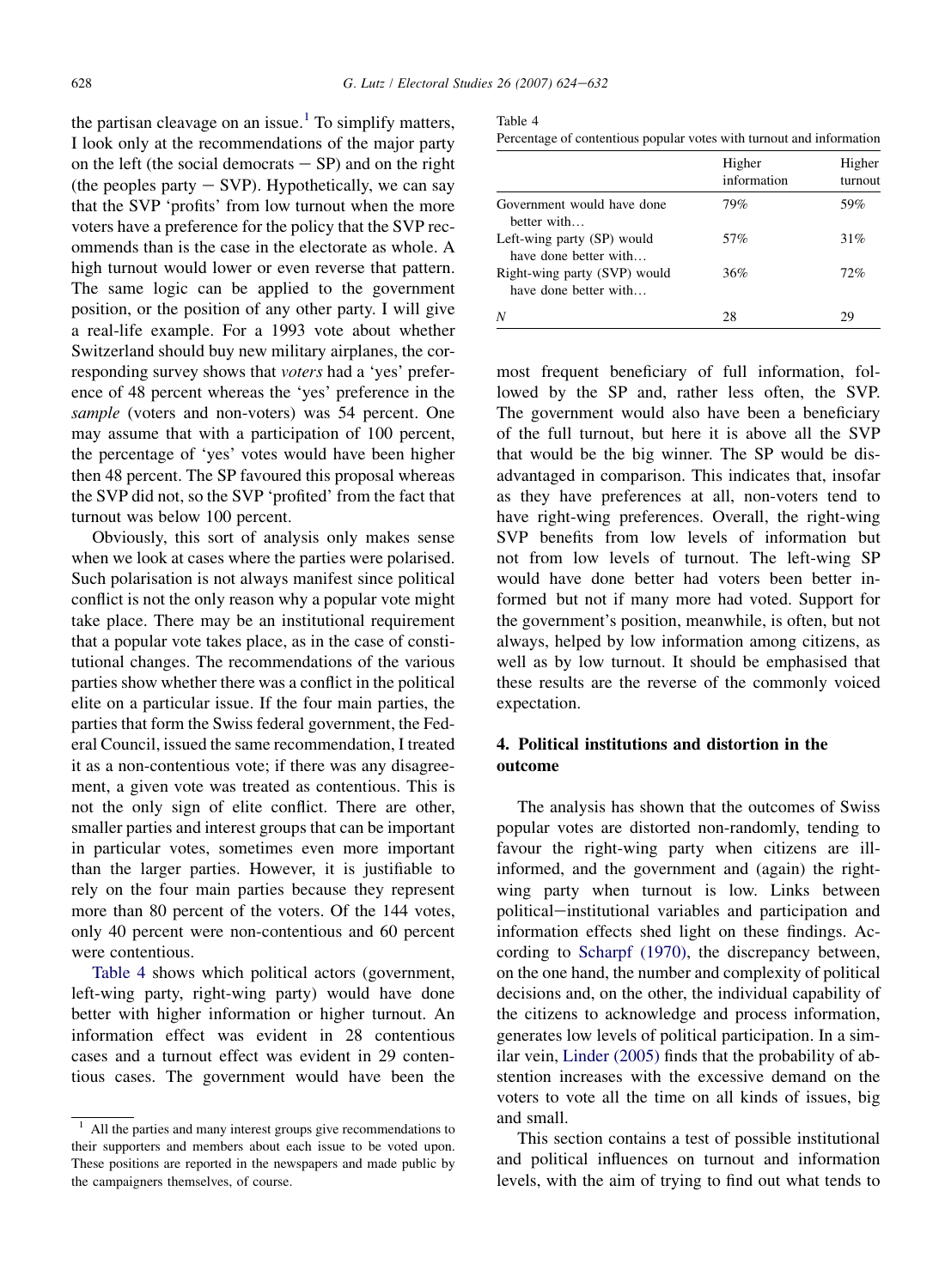the partisan cleavage on an issue.[1] To simplify matters, I look only at the recommendations of the major party on the left (the social democrats − SP) and on the right (the peoples party − SVP). Hypothetically, we can say that the SVP 'profits' from low turnout when the more voters have a preference for the policy that the SVP recommends than is the case in the electorate as whole. A high turnout would lower or even reverse that pattern. The same logic can be applied to the government position, or the position of any other party. I will give a real-life example. For a 1993 vote about whether Switzerland should buy new military airplanes, the corresponding survey shows that *voters* had a 'yes' preference of 48 percent whereas the 'yes' preference in the *sample* (voters and non-voters) was 54 percent. One may assume that with a participation of 100 percent, the percentage of 'yes' votes would have been higher then 48 percent. The SP favoured this proposal whereas the SVP did not, so the SVP 'profited' from the fact that turnout was below 100 percent.

Obviously, this sort of analysis only makes sense when we look at cases where the parties were polarised. Such polarisation is not always manifest since political conflict is not the only reason why a popular vote might take place. There may be an institutional requirement that a popular vote takes place, as in the case of constitutional changes. The recommendations of the various parties show whether there was a conflict in the political elite on a particular issue. If the four main parties, the parties that form the Swiss federal government, the Federal Council, issued the same recommendation, I treated it as a non-contentious vote; if there was any disagreement, a given vote was treated as contentious. This is not the only sign of elite conflict. There are other, smaller parties and interest groups that can be important in particular votes, sometimes even more important than the larger parties. However, it is justifiable to rely on the four main parties because they represent more than 80 percent of the voters. Of the 144 votes, only 40 percent were non-contentious and 60 percent were contentious.

Table 4 shows which political actors (government, left-wing party, right-wing party) would have done better with higher information or higher turnout. An information effect was evident in 28 contentious cases and a turnout effect was evident in 29 contentious cases. The government would have been the most frequent beneficiary of full information, followed by the SP and, rather less often, the SVP. The government would also have been a beneficiary of the full turnout, but here it is above all the SVP that would be the big winner. The SP would be disadvantaged in comparison. This indicates that, insofar as they have preferences at all, non-voters tend to have right-wing preferences. Overall, the right-wing SVP benefits from low levels of information but not from low levels of turnout. The left-wing SP would have done better had voters been better informed but not if many more had voted. Support for the government's position, meanwhile, is often, but not always, helped by low information among citizens, as well as by low turnout. It should be emphasised that these results are the reverse of the commonly voiced expectation.

Table 4
Percentage of contentious popular votes with turnout and information

| | Higher information | Higher turnout |
|---|---|---|
| Government would have done better with… | 79% | 59% |
| Left-wing party (SP) would have done better with… | 57% | 31% |
| Right-wing party (SVP) would have done better with… | 36% | 72% |
| *N* | 28 | 29 |

## 4. Political institutions and distortion in the outcome

The analysis has shown that the outcomes of Swiss popular votes are distorted non-randomly, tending to favour the right-wing party when citizens are ill-informed, and the government and (again) the right-wing party when turnout is low. Links between political–institutional variables and participation and information effects shed light on these findings. According to Scharpf (1970), the discrepancy between, on the one hand, the number and complexity of political decisions and, on the other, the individual capability of the citizens to acknowledge and process information, generates low levels of political participation. In a similar vein, Linder (2005) finds that the probability of abstention increases with the excessive demand on the voters to vote all the time on all kinds of issues, big and small.

This section contains a test of possible institutional and political influences on turnout and information levels, with the aim of trying to find out what tends to

[1] All the parties and many interest groups give recommendations to their supporters and members about each issue to be voted upon. These positions are reported in the newspapers and made public by the campaigners themselves, of course.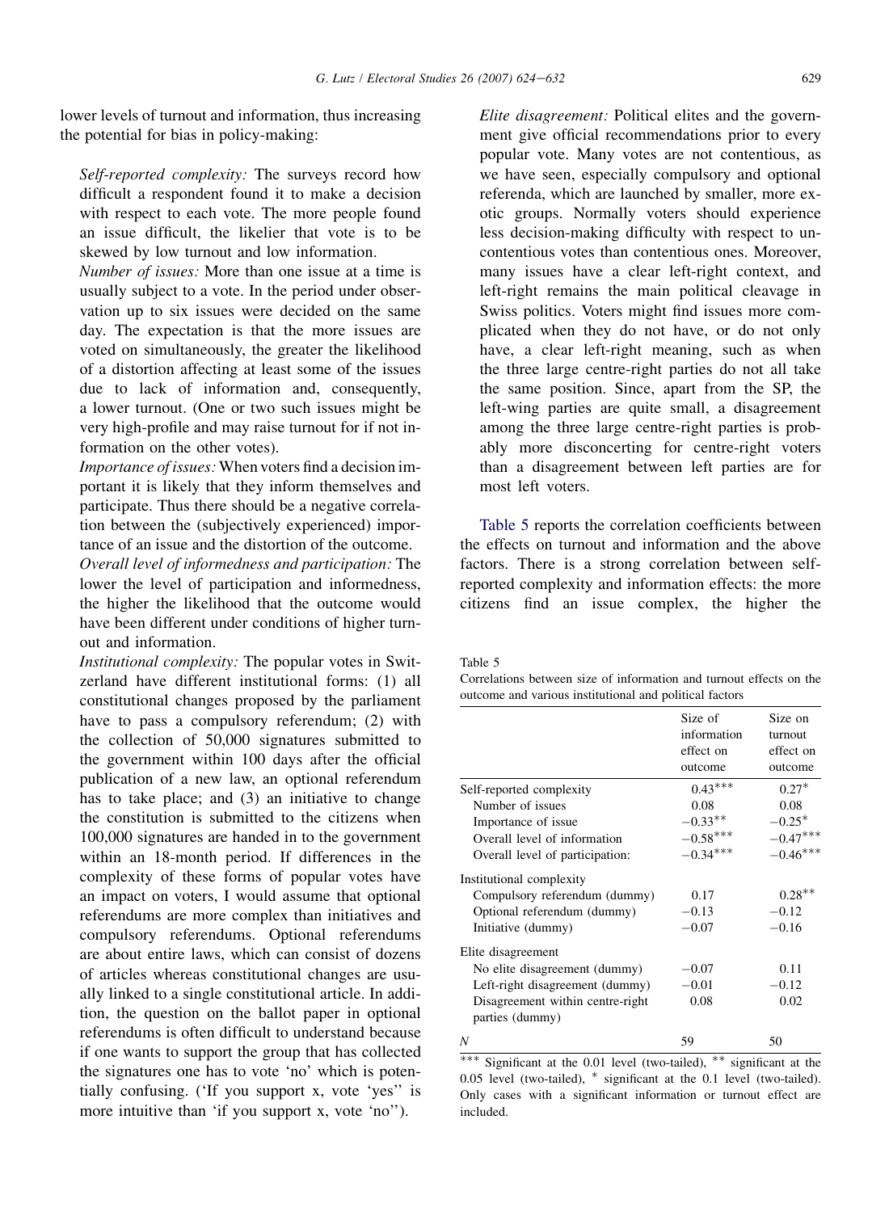lower levels of turnout and information, thus increasing the potential for bias in policy-making:

*Self-reported complexity:* The surveys record how difficult a respondent found it to make a decision with respect to each vote. The more people found an issue difficult, the likelier that vote is to be skewed by low turnout and low information.

*Number of issues:* More than one issue at a time is usually subject to a vote. In the period under observation up to six issues were decided on the same day. The expectation is that the more issues are voted on simultaneously, the greater the likelihood of a distortion affecting at least some of the issues due to lack of information and, consequently, a lower turnout. (One or two such issues might be very high-profile and may raise turnout for if not information on the other votes).

*Importance of issues:* When voters find a decision important it is likely that they inform themselves and participate. Thus there should be a negative correlation between the (subjectively experienced) importance of an issue and the distortion of the outcome.

*Overall level of informedness and participation:* The lower the level of participation and informedness, the higher the likelihood that the outcome would have been different under conditions of higher turnout and information.

*Institutional complexity:* The popular votes in Switzerland have different institutional forms: (1) all constitutional changes proposed by the parliament have to pass a compulsory referendum; (2) with the collection of 50,000 signatures submitted to the government within 100 days after the official publication of a new law, an optional referendum has to take place; and (3) an initiative to change the constitution is submitted to the citizens when 100,000 signatures are handed in to the government within an 18-month period. If differences in the complexity of these forms of popular votes have an impact on voters, I would assume that optional referendums are more complex than initiatives and compulsory referendums. Optional referendums are about entire laws, which can consist of dozens of articles whereas constitutional changes are usually linked to a single constitutional article. In addition, the question on the ballot paper in optional referendums is often difficult to understand because if one wants to support the group that has collected the signatures one has to vote 'no' which is potentially confusing. ('If you support x, vote 'yes'' is more intuitive than 'if you support x, vote 'no'').

*Elite disagreement:* Political elites and the government give official recommendations prior to every popular vote. Many votes are not contentious, as we have seen, especially compulsory and optional referenda, which are launched by smaller, more exotic groups. Normally voters should experience less decision-making difficulty with respect to uncontentious votes than contentious ones. Moreover, many issues have a clear left-right context, and left-right remains the main political cleavage in Swiss politics. Voters might find issues more complicated when they do not have, or do not only have, a clear left-right meaning, such as when the three large centre-right parties do not all take the same position. Since, apart from the SP, the left-wing parties are quite small, a disagreement among the three large centre-right parties is probably more disconcerting for centre-right voters than a disagreement between left parties are for most left voters.

Table 5 reports the correlation coefficients between the effects on turnout and information and the above factors. There is a strong correlation between self-reported complexity and information effects: the more citizens find an issue complex, the higher the

Table 5
Correlations between size of information and turnout effects on the outcome and various institutional and political factors

| | Size of information effect on outcome | Size on turnout effect on outcome |
|---|---|---|
| Self-reported complexity | 0.43*** | 0.27* |
| Number of issues | 0.08 | 0.08 |
| Importance of issue | −0.33** | −0.25* |
| Overall level of information | −0.58*** | −0.47*** |
| Overall level of participation: | −0.34*** | −0.46*** |
| Institutional complexity | | |
| Compulsory referendum (dummy) | 0.17 | 0.28** |
| Optional referendum (dummy) | −0.13 | −0.12 |
| Initiative (dummy) | −0.07 | −0.16 |
| Elite disagreement | | |
| No elite disagreement (dummy) | −0.07 | 0.11 |
| Left-right disagreement (dummy) | −0.01 | −0.12 |
| Disagreement within centre-right parties (dummy) | 0.08 | 0.02 |
| *N* | 59 | 50 |

*** Significant at the 0.01 level (two-tailed), ** significant at the 0.05 level (two-tailed), * significant at the 0.1 level (two-tailed). Only cases with a significant information or turnout effect are included.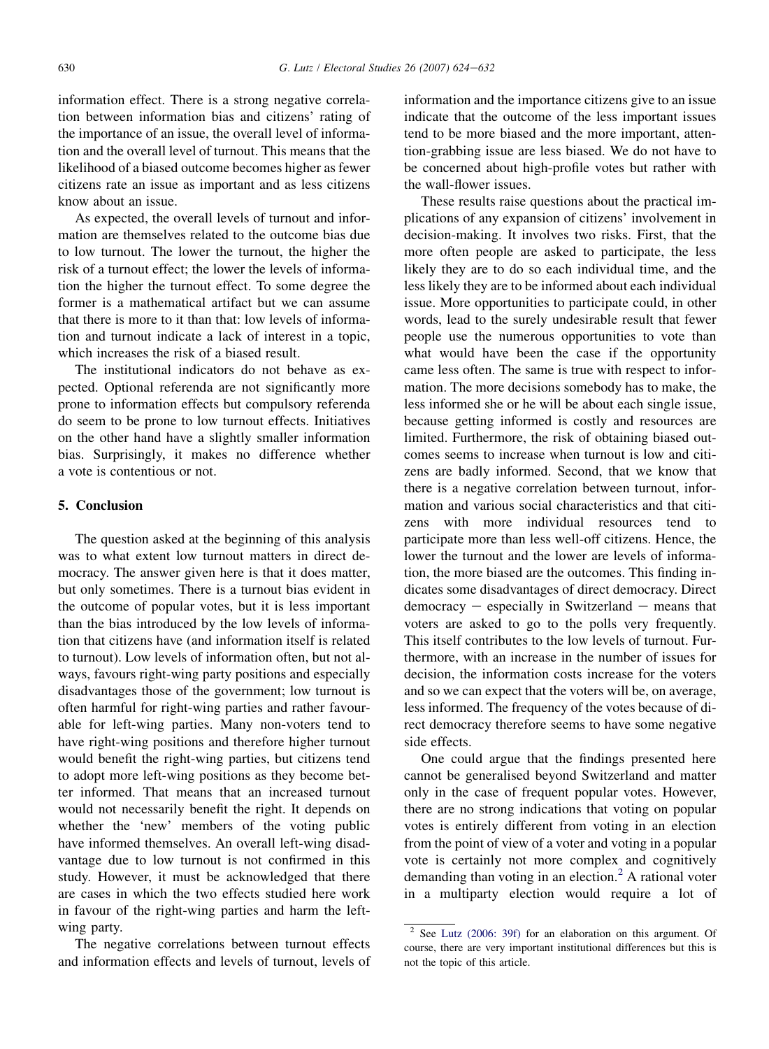information effect. There is a strong negative correlation between information bias and citizens' rating of the importance of an issue, the overall level of information and the overall level of turnout. This means that the likelihood of a biased outcome becomes higher as fewer citizens rate an issue as important and as less citizens know about an issue.

As expected, the overall levels of turnout and information are themselves related to the outcome bias due to low turnout. The lower the turnout, the higher the risk of a turnout effect; the lower the levels of information the higher the turnout effect. To some degree the former is a mathematical artifact but we can assume that there is more to it than that: low levels of information and turnout indicate a lack of interest in a topic, which increases the risk of a biased result.

The institutional indicators do not behave as expected. Optional referenda are not significantly more prone to information effects but compulsory referenda do seem to be prone to low turnout effects. Initiatives on the other hand have a slightly smaller information bias. Surprisingly, it makes no difference whether a vote is contentious or not.

## 5. Conclusion

The question asked at the beginning of this analysis was to what extent low turnout matters in direct democracy. The answer given here is that it does matter, but only sometimes. There is a turnout bias evident in the outcome of popular votes, but it is less important than the bias introduced by the low levels of information that citizens have (and information itself is related to turnout). Low levels of information often, but not always, favours right-wing party positions and especially disadvantages those of the government; low turnout is often harmful for right-wing parties and rather favourable for left-wing parties. Many non-voters tend to have right-wing positions and therefore higher turnout would benefit the right-wing parties, but citizens tend to adopt more left-wing positions as they become better informed. That means that an increased turnout would not necessarily benefit the right. It depends on whether the 'new' members of the voting public have informed themselves. An overall left-wing disadvantage due to low turnout is not confirmed in this study. However, it must be acknowledged that there are cases in which the two effects studied here work in favour of the right-wing parties and harm the left-wing party.

The negative correlations between turnout effects and information effects and levels of turnout, levels of information and the importance citizens give to an issue indicate that the outcome of the less important issues tend to be more biased and the more important, attention-grabbing issue are less biased. We do not have to be concerned about high-profile votes but rather with the wall-flower issues.

These results raise questions about the practical implications of any expansion of citizens' involvement in decision-making. It involves two risks. First, that the more often people are asked to participate, the less likely they are to do so each individual time, and the less likely they are to be informed about each individual issue. More opportunities to participate could, in other words, lead to the surely undesirable result that fewer people use the numerous opportunities to vote than what would have been the case if the opportunity came less often. The same is true with respect to information. The more decisions somebody has to make, the less informed she or he will be about each single issue, because getting informed is costly and resources are limited. Furthermore, the risk of obtaining biased outcomes seems to increase when turnout is low and citizens are badly informed. Second, that we know that there is a negative correlation between turnout, information and various social characteristics and that citizens with more individual resources tend to participate more than less well-off citizens. Hence, the lower the turnout and the lower are levels of information, the more biased are the outcomes. This finding indicates some disadvantages of direct democracy. Direct democracy − especially in Switzerland − means that voters are asked to go to the polls very frequently. This itself contributes to the low levels of turnout. Furthermore, with an increase in the number of issues for decision, the information costs increase for the voters and so we can expect that the voters will be, on average, less informed. The frequency of the votes because of direct democracy therefore seems to have some negative side effects.

One could argue that the findings presented here cannot be generalised beyond Switzerland and matter only in the case of frequent popular votes. However, there are no strong indications that voting on popular votes is entirely different from voting in an election from the point of view of a voter and voting in a popular vote is certainly not more complex and cognitively demanding than voting in an election.[2] A rational voter in a multiparty election would require a lot of

[2] See Lutz (2006: 39f) for an elaboration on this argument. Of course, there are very important institutional differences but this is not the topic of this article.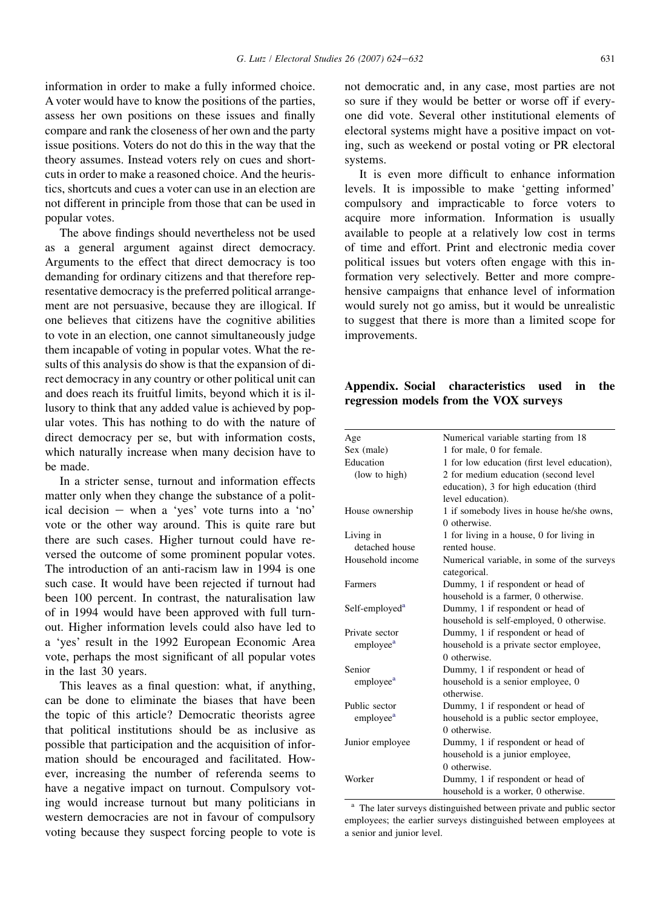information in order to make a fully informed choice. A voter would have to know the positions of the parties, assess her own positions on these issues and finally compare and rank the closeness of her own and the party issue positions. Voters do not do this in the way that the theory assumes. Instead voters rely on cues and shortcuts in order to make a reasoned choice. And the heuristics, shortcuts and cues a voter can use in an election are not different in principle from those that can be used in popular votes.

The above findings should nevertheless not be used as a general argument against direct democracy. Arguments to the effect that direct democracy is too demanding for ordinary citizens and that therefore representative democracy is the preferred political arrangement are not persuasive, because they are illogical. If one believes that citizens have the cognitive abilities to vote in an election, one cannot simultaneously judge them incapable of voting in popular votes. What the results of this analysis do show is that the expansion of direct democracy in any country or other political unit can and does reach its fruitful limits, beyond which it is illusory to think that any added value is achieved by popular votes. This has nothing to do with the nature of direct democracy per se, but with information costs, which naturally increase when many decision have to be made.

In a stricter sense, turnout and information effects matter only when they change the substance of a political decision – when a 'yes' vote turns into a 'no' vote or the other way around. This is quite rare but there are such cases. Higher turnout could have reversed the outcome of some prominent popular votes. The introduction of an anti-racism law in 1994 is one such case. It would have been rejected if turnout had been 100 percent. In contrast, the naturalisation law of in 1994 would have been approved with full turnout. Higher information levels could also have led to a 'yes' result in the 1992 European Economic Area vote, perhaps the most significant of all popular votes in the last 30 years.

This leaves as a final question: what, if anything, can be done to eliminate the biases that have been the topic of this article? Democratic theorists agree that political institutions should be as inclusive as possible that participation and the acquisition of information should be encouraged and facilitated. However, increasing the number of referenda seems to have a negative impact on turnout. Compulsory voting would increase turnout but many politicians in western democracies are not in favour of compulsory voting because they suspect forcing people to vote is not democratic and, in any case, most parties are not so sure if they would be better or worse off if everyone did vote. Several other institutional elements of electoral systems might have a positive impact on voting, such as weekend or postal voting or PR electoral systems.

It is even more difficult to enhance information levels. It is impossible to make 'getting informed' compulsory and impracticable to force voters to acquire more information. Information is usually available to people at a relatively low cost in terms of time and effort. Print and electronic media cover political issues but voters often engage with this information very selectively. Better and more comprehensive campaigns that enhance level of information would surely not go amiss, but it would be unrealistic to suggest that there is more than a limited scope for improvements.

## Appendix. Social characteristics used in the regression models from the VOX surveys

| | |
|---|---|
| Age | Numerical variable starting from 18 |
| Sex (male) | 1 for male, 0 for female. |
| Education (low to high) | 1 for low education (first level education), 2 for medium education (second level education), 3 for high education (third level education). |
| House ownership | 1 if somebody lives in house he/she owns, 0 otherwise. |
| Living in detached house | 1 for living in a house, 0 for living in rented house. |
| Household income | Numerical variable, in some of the surveys categorical. |
| Farmers | Dummy, 1 if respondent or head of household is a farmer, 0 otherwise. |
| Self-employed[a] | Dummy, 1 if respondent or head of household is self-employed, 0 otherwise. |
| Private sector employee[a] | Dummy, 1 if respondent or head of household is a private sector employee, 0 otherwise. |
| Senior employee[a] | Dummy, 1 if respondent or head of household is a senior employee, 0 otherwise. |
| Public sector employee[a] | Dummy, 1 if respondent or head of household is a public sector employee, 0 otherwise. |
| Junior employee | Dummy, 1 if respondent or head of household is a junior employee, 0 otherwise. |
| Worker | Dummy, 1 if respondent or head of household is a worker, 0 otherwise. |

[a] The later surveys distinguished between private and public sector employees; the earlier surveys distinguished between employees at a senior and junior level.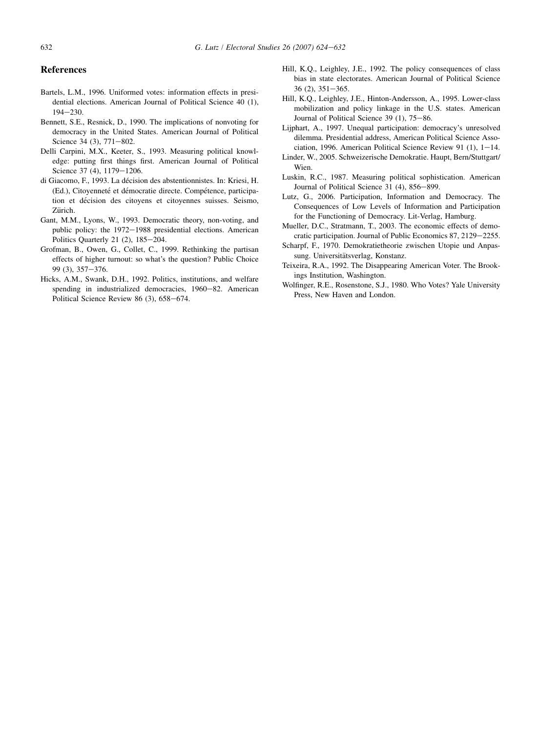## References

Bartels, L.M., 1996. Uniformed votes: information effects in presidential elections. American Journal of Political Science 40 (1), 194–230.

Bennett, S.E., Resnick, D., 1990. The implications of nonvoting for democracy in the United States. American Journal of Political Science 34 (3), 771–802.

Delli Carpini, M.X., Keeter, S., 1993. Measuring political knowledge: putting first things first. American Journal of Political Science 37 (4), 1179–1206.

di Giacomo, F., 1993. La décision des abstentionnistes. In: Kriesi, H. (Ed.), Citoyenneté et démocratie directe. Compétence, participation et décision des citoyens et citoyennes suisses. Seismo, Zürich.

Gant, M.M., Lyons, W., 1993. Democratic theory, non-voting, and public policy: the 1972–1988 presidential elections. American Politics Quarterly 21 (2), 185–204.

Grofman, B., Owen, G., Collet, C., 1999. Rethinking the partisan effects of higher turnout: so what's the question? Public Choice 99 (3), 357–376.

Hicks, A.M., Swank, D.H., 1992. Politics, institutions, and welfare spending in industrialized democracies, 1960–82. American Political Science Review 86 (3), 658–674.

Hill, K.Q., Leighley, J.E., 1992. The policy consequences of class bias in state electorates. American Journal of Political Science 36 (2), 351–365.

Hill, K.Q., Leighley, J.E., Hinton-Andersson, A., 1995. Lower-class mobilization and policy linkage in the U.S. states. American Journal of Political Science 39 (1), 75–86.

Lijphart, A., 1997. Unequal participation: democracy's unresolved dilemma. Presidential address, American Political Science Association, 1996. American Political Science Review 91 (1), 1–14.

Linder, W., 2005. Schweizerische Demokratie. Haupt, Bern/Stuttgart/Wien.

Luskin, R.C., 1987. Measuring political sophistication. American Journal of Political Science 31 (4), 856–899.

Lutz, G., 2006. Participation, Information and Democracy. The Consequences of Low Levels of Information and Participation for the Functioning of Democracy. Lit-Verlag, Hamburg.

Mueller, D.C., Stratmann, T., 2003. The economic effects of democratic participation. Journal of Public Economics 87, 2129–2255.

Scharpf, F., 1970. Demokratietheorie zwischen Utopie und Anpassung. Universitätsverlag, Konstanz.

Teixeira, R.A., 1992. The Disappearing American Voter. The Brookings Institution, Washington.

Wolfinger, R.E., Rosenstone, S.J., 1980. Who Votes? Yale University Press, New Haven and London.